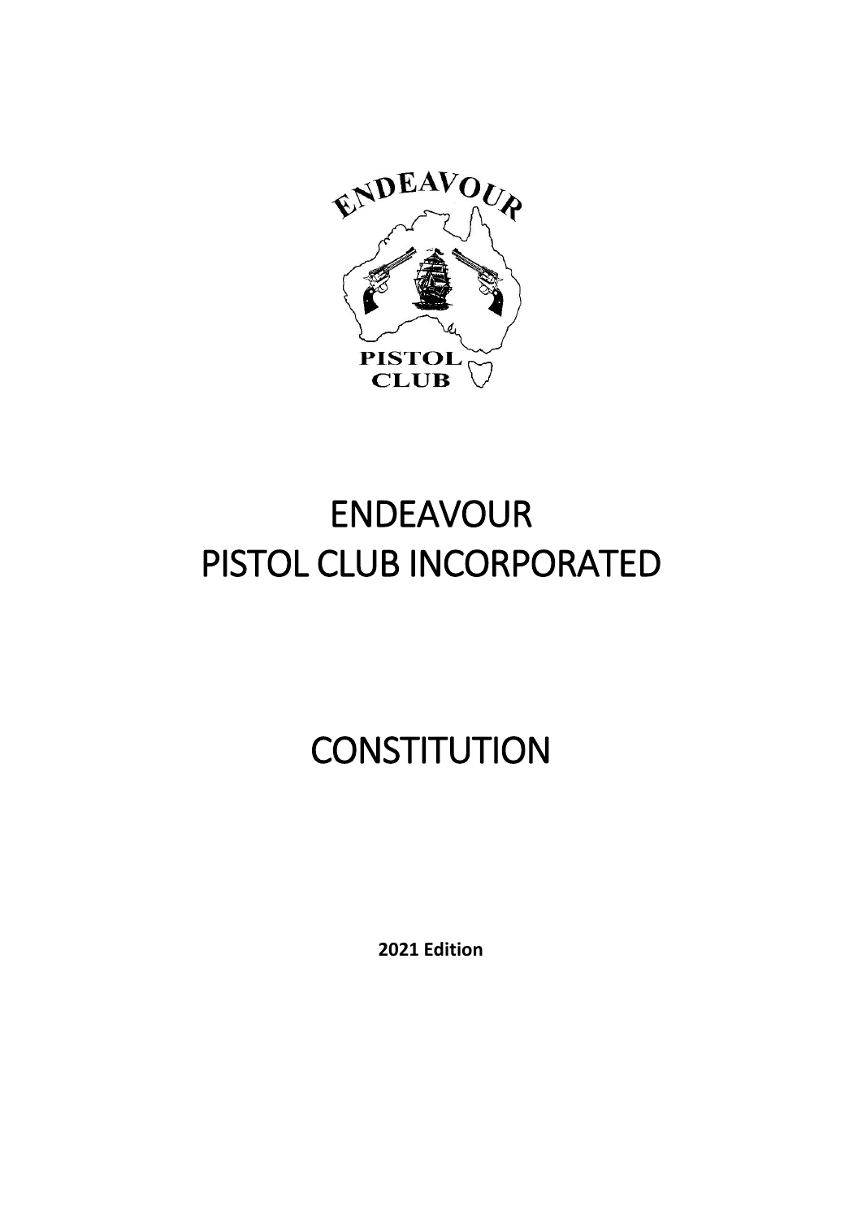# ENDEAVOUR PISTOL CLUB INCORPORATED

# CONSTITUTION

**2021 Edition**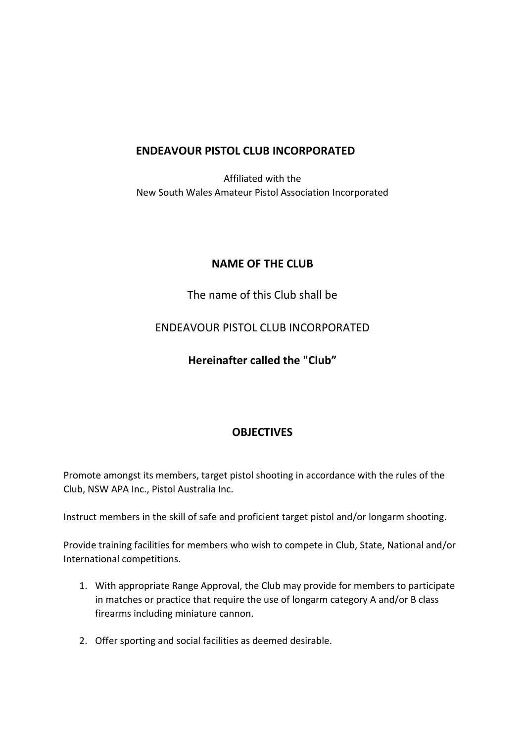## ENDEAVOUR PISTOL CLUB INCORPORATED

Affiliated with the
New South Wales Amateur Pistol Association Incorporated

## NAME OF THE CLUB

The name of this Club shall be

ENDEAVOUR PISTOL CLUB INCORPORATED

**Hereinafter called the "Club"**

## OBJECTIVES

Promote amongst its members, target pistol shooting in accordance with the rules of the Club, NSW APA Inc., Pistol Australia Inc.

Instruct members in the skill of safe and proficient target pistol and/or longarm shooting.

Provide training facilities for members who wish to compete in Club, State, National and/or International competitions.

1. With appropriate Range Approval, the Club may provide for members to participate in matches or practice that require the use of longarm category A and/or B class firearms including miniature cannon.

2. Offer sporting and social facilities as deemed desirable.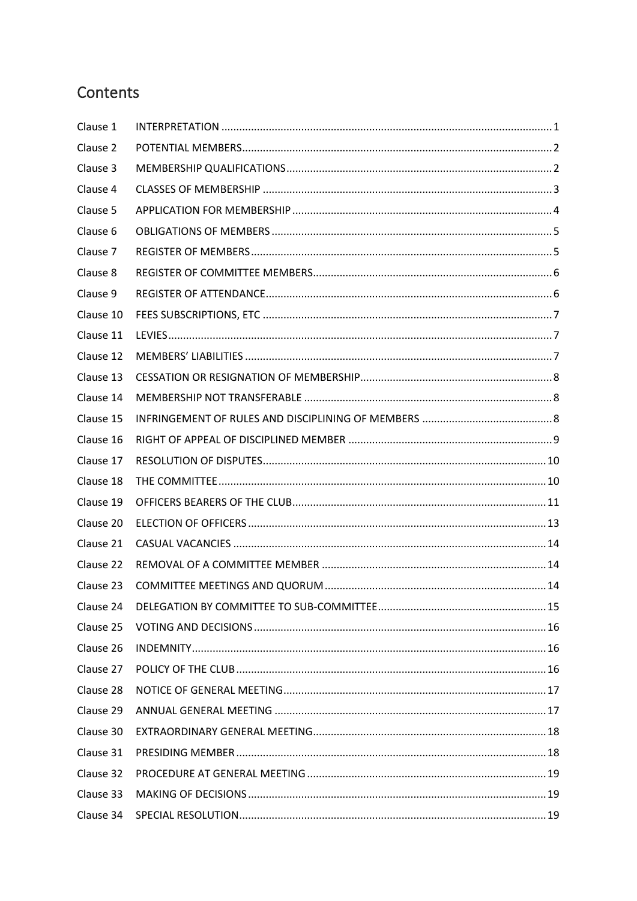## Contents

| | | |
|---|---|---|
| Clause 1 | INTERPRETATION | 1 |
| Clause 2 | POTENTIAL MEMBERS | 2 |
| Clause 3 | MEMBERSHIP QUALIFICATIONS | 2 |
| Clause 4 | CLASSES OF MEMBERSHIP | 3 |
| Clause 5 | APPLICATION FOR MEMBERSHIP | 4 |
| Clause 6 | OBLIGATIONS OF MEMBERS | 5 |
| Clause 7 | REGISTER OF MEMBERS | 5 |
| Clause 8 | REGISTER OF COMMITTEE MEMBERS | 6 |
| Clause 9 | REGISTER OF ATTENDANCE | 6 |
| Clause 10 | FEES SUBSCRIPTIONS, ETC | 7 |
| Clause 11 | LEVIES | 7 |
| Clause 12 | MEMBERS' LIABILITIES | 7 |
| Clause 13 | CESSATION OR RESIGNATION OF MEMBERSHIP | 8 |
| Clause 14 | MEMBERSHIP NOT TRANSFERABLE | 8 |
| Clause 15 | INFRINGEMENT OF RULES AND DISCIPLINING OF MEMBERS | 8 |
| Clause 16 | RIGHT OF APPEAL OF DISCIPLINED MEMBER | 9 |
| Clause 17 | RESOLUTION OF DISPUTES | 10 |
| Clause 18 | THE COMMITTEE | 10 |
| Clause 19 | OFFICERS BEARERS OF THE CLUB | 11 |
| Clause 20 | ELECTION OF OFFICERS | 13 |
| Clause 21 | CASUAL VACANCIES | 14 |
| Clause 22 | REMOVAL OF A COMMITTEE MEMBER | 14 |
| Clause 23 | COMMITTEE MEETINGS AND QUORUM | 14 |
| Clause 24 | DELEGATION BY COMMITTEE TO SUB-COMMITTEE | 15 |
| Clause 25 | VOTING AND DECISIONS | 16 |
| Clause 26 | INDEMNITY | 16 |
| Clause 27 | POLICY OF THE CLUB | 16 |
| Clause 28 | NOTICE OF GENERAL MEETING | 17 |
| Clause 29 | ANNUAL GENERAL MEETING | 17 |
| Clause 30 | EXTRAORDINARY GENERAL MEETING | 18 |
| Clause 31 | PRESIDING MEMBER | 18 |
| Clause 32 | PROCEDURE AT GENERAL MEETING | 19 |
| Clause 33 | MAKING OF DECISIONS | 19 |
| Clause 34 | SPECIAL RESOLUTION | 19 |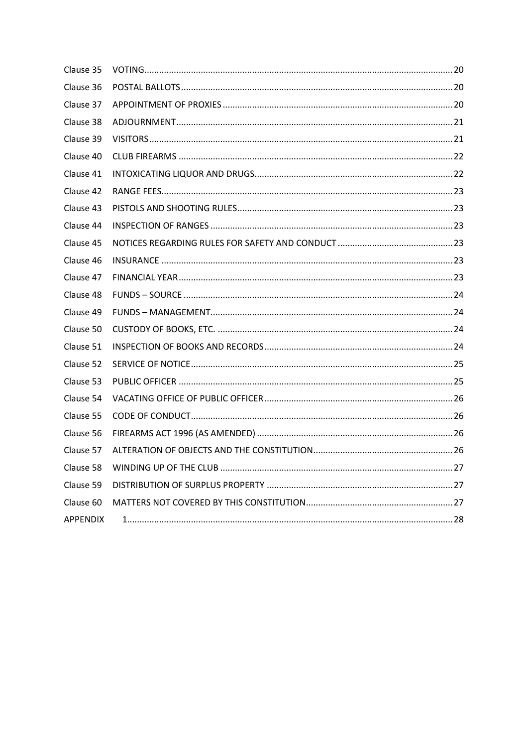| | | |
|---|---|---|
| Clause 35 | VOTING | 20 |
| Clause 36 | POSTAL BALLOTS | 20 |
| Clause 37 | APPOINTMENT OF PROXIES | 20 |
| Clause 38 | ADJOURNMENT | 21 |
| Clause 39 | VISITORS | 21 |
| Clause 40 | CLUB FIREARMS | 22 |
| Clause 41 | INTOXICATING LIQUOR AND DRUGS | 22 |
| Clause 42 | RANGE FEES | 23 |
| Clause 43 | PISTOLS AND SHOOTING RULES | 23 |
| Clause 44 | INSPECTION OF RANGES | 23 |
| Clause 45 | NOTICES REGARDING RULES FOR SAFETY AND CONDUCT | 23 |
| Clause 46 | INSURANCE | 23 |
| Clause 47 | FINANCIAL YEAR | 23 |
| Clause 48 | FUNDS – SOURCE | 24 |
| Clause 49 | FUNDS – MANAGEMENT | 24 |
| Clause 50 | CUSTODY OF BOOKS, ETC. | 24 |
| Clause 51 | INSPECTION OF BOOKS AND RECORDS | 24 |
| Clause 52 | SERVICE OF NOTICE | 25 |
| Clause 53 | PUBLIC OFFICER | 25 |
| Clause 54 | VACATING OFFICE OF PUBLIC OFFICER | 26 |
| Clause 55 | CODE OF CONDUCT | 26 |
| Clause 56 | FIREARMS ACT 1996 (AS AMENDED) | 26 |
| Clause 57 | ALTERATION OF OBJECTS AND THE CONSTITUTION | 26 |
| Clause 58 | WINDING UP OF THE CLUB | 27 |
| Clause 59 | DISTRIBUTION OF SURPLUS PROPERTY | 27 |
| Clause 60 | MATTERS NOT COVERED BY THIS CONSTITUTION | 27 |
| APPENDIX | 1 | 28 |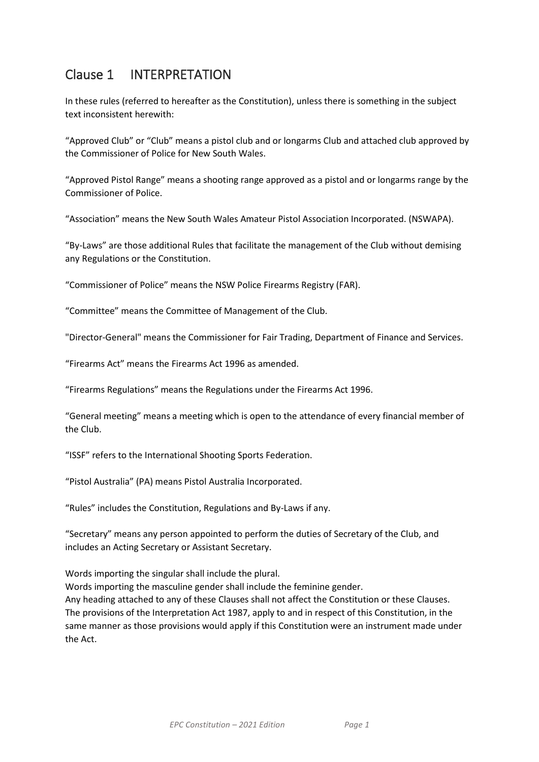## Clause 1 INTERPRETATION

In these rules (referred to hereafter as the Constitution), unless there is something in the subject text inconsistent herewith:

“Approved Club” or “Club” means a pistol club and or longarms Club and attached club approved by the Commissioner of Police for New South Wales.

“Approved Pistol Range” means a shooting range approved as a pistol and or longarms range by the Commissioner of Police.

“Association” means the New South Wales Amateur Pistol Association Incorporated. (NSWAPA).

“By-Laws” are those additional Rules that facilitate the management of the Club without demising any Regulations or the Constitution.

“Commissioner of Police” means the NSW Police Firearms Registry (FAR).

“Committee” means the Committee of Management of the Club.

"Director-General" means the Commissioner for Fair Trading, Department of Finance and Services.

“Firearms Act” means the Firearms Act 1996 as amended.

“Firearms Regulations” means the Regulations under the Firearms Act 1996.

“General meeting” means a meeting which is open to the attendance of every financial member of the Club.

“ISSF” refers to the International Shooting Sports Federation.

“Pistol Australia” (PA) means Pistol Australia Incorporated.

“Rules” includes the Constitution, Regulations and By-Laws if any.

“Secretary” means any person appointed to perform the duties of Secretary of the Club, and includes an Acting Secretary or Assistant Secretary.

Words importing the singular shall include the plural.
Words importing the masculine gender shall include the feminine gender.
Any heading attached to any of these Clauses shall not affect the Constitution or these Clauses.
The provisions of the Interpretation Act 1987, apply to and in respect of this Constitution, in the same manner as those provisions would apply if this Constitution were an instrument made under the Act.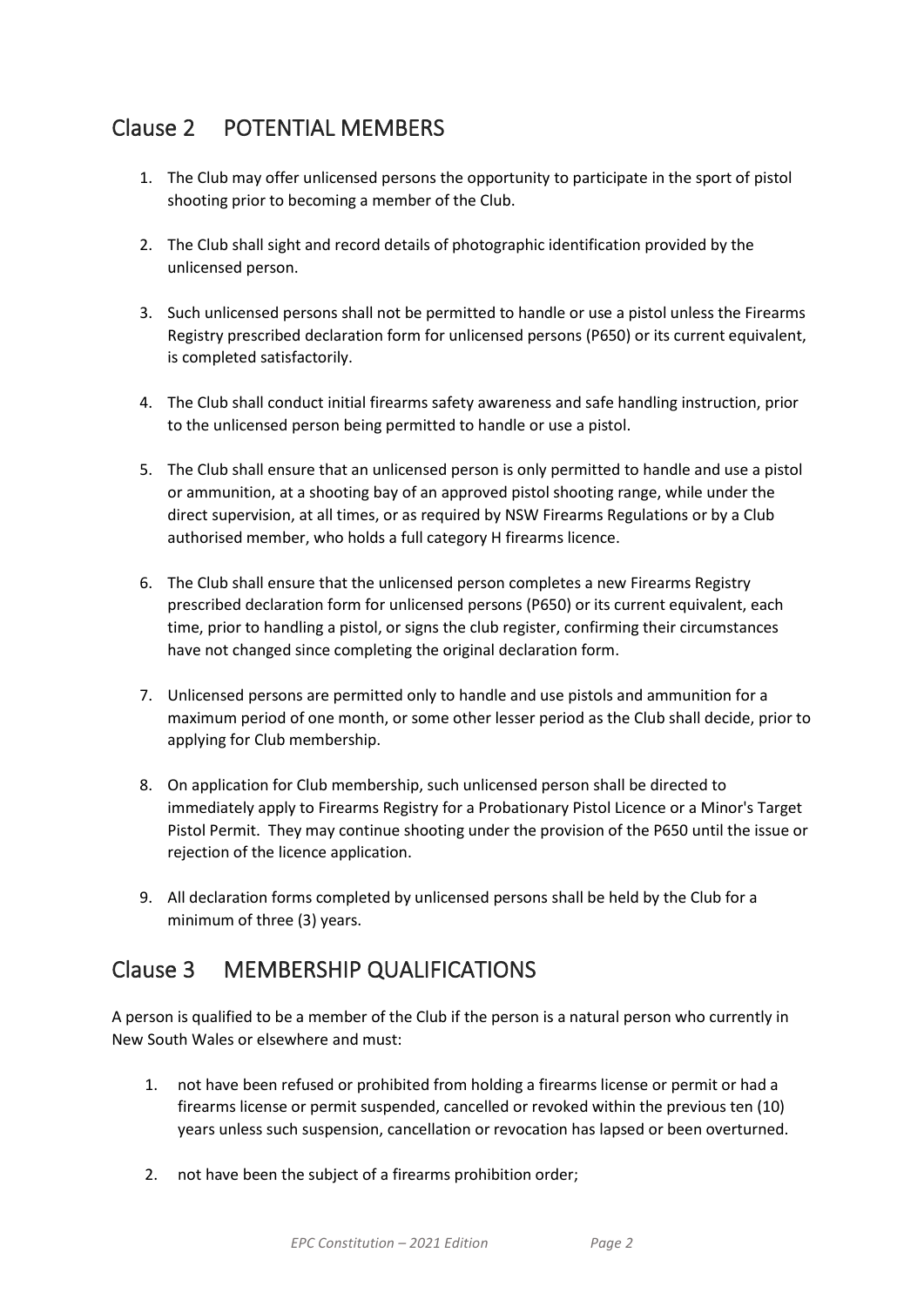## Clause 2 POTENTIAL MEMBERS

1. The Club may offer unlicensed persons the opportunity to participate in the sport of pistol shooting prior to becoming a member of the Club.

2. The Club shall sight and record details of photographic identification provided by the unlicensed person.

3. Such unlicensed persons shall not be permitted to handle or use a pistol unless the Firearms Registry prescribed declaration form for unlicensed persons (P650) or its current equivalent, is completed satisfactorily.

4. The Club shall conduct initial firearms safety awareness and safe handling instruction, prior to the unlicensed person being permitted to handle or use a pistol.

5. The Club shall ensure that an unlicensed person is only permitted to handle and use a pistol or ammunition, at a shooting bay of an approved pistol shooting range, while under the direct supervision, at all times, or as required by NSW Firearms Regulations or by a Club authorised member, who holds a full category H firearms licence.

6. The Club shall ensure that the unlicensed person completes a new Firearms Registry prescribed declaration form for unlicensed persons (P650) or its current equivalent, each time, prior to handling a pistol, or signs the club register, confirming their circumstances have not changed since completing the original declaration form.

7. Unlicensed persons are permitted only to handle and use pistols and ammunition for a maximum period of one month, or some other lesser period as the Club shall decide, prior to applying for Club membership.

8. On application for Club membership, such unlicensed person shall be directed to immediately apply to Firearms Registry for a Probationary Pistol Licence or a Minor's Target Pistol Permit. They may continue shooting under the provision of the P650 until the issue or rejection of the licence application.

9. All declaration forms completed by unlicensed persons shall be held by the Club for a minimum of three (3) years.

## Clause 3 MEMBERSHIP QUALIFICATIONS

A person is qualified to be a member of the Club if the person is a natural person who currently in New South Wales or elsewhere and must:

1. not have been refused or prohibited from holding a firearms license or permit or had a firearms license or permit suspended, cancelled or revoked within the previous ten (10) years unless such suspension, cancellation or revocation has lapsed or been overturned.

2. not have been the subject of a firearms prohibition order;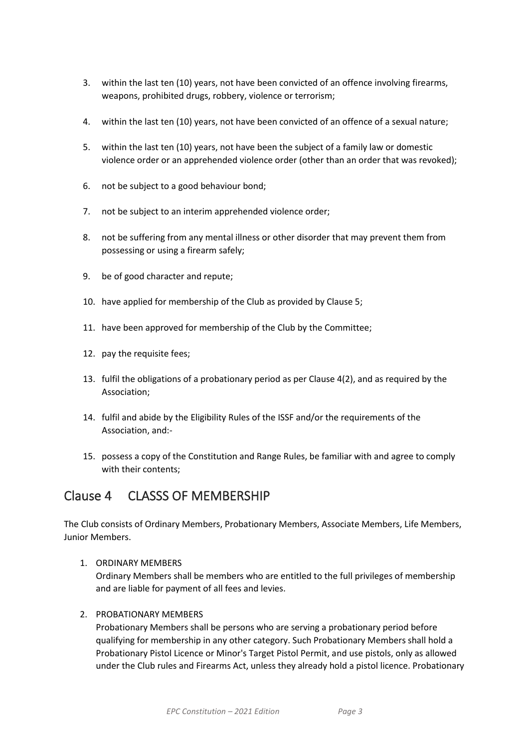3. within the last ten (10) years, not have been convicted of an offence involving firearms, weapons, prohibited drugs, robbery, violence or terrorism;
4. within the last ten (10) years, not have been convicted of an offence of a sexual nature;
5. within the last ten (10) years, not have been the subject of a family law or domestic violence order or an apprehended violence order (other than an order that was revoked);
6. not be subject to a good behaviour bond;
7. not be subject to an interim apprehended violence order;
8. not be suffering from any mental illness or other disorder that may prevent them from possessing or using a firearm safely;
9. be of good character and repute;
10. have applied for membership of the Club as provided by Clause 5;
11. have been approved for membership of the Club by the Committee;
12. pay the requisite fees;
13. fulfil the obligations of a probationary period as per Clause 4(2), and as required by the Association;
14. fulfil and abide by the Eligibility Rules of the ISSF and/or the requirements of the Association, and:-
15. possess a copy of the Constitution and Range Rules, be familiar with and agree to comply with their contents;

## Clause 4 CLASSS OF MEMBERSHIP

The Club consists of Ordinary Members, Probationary Members, Associate Members, Life Members, Junior Members.

1. ORDINARY MEMBERS
   Ordinary Members shall be members who are entitled to the full privileges of membership and are liable for payment of all fees and levies.

2. PROBATIONARY MEMBERS
   Probationary Members shall be persons who are serving a probationary period before qualifying for membership in any other category. Such Probationary Members shall hold a Probationary Pistol Licence or Minor's Target Pistol Permit, and use pistols, only as allowed under the Club rules and Firearms Act, unless they already hold a pistol licence. Probationary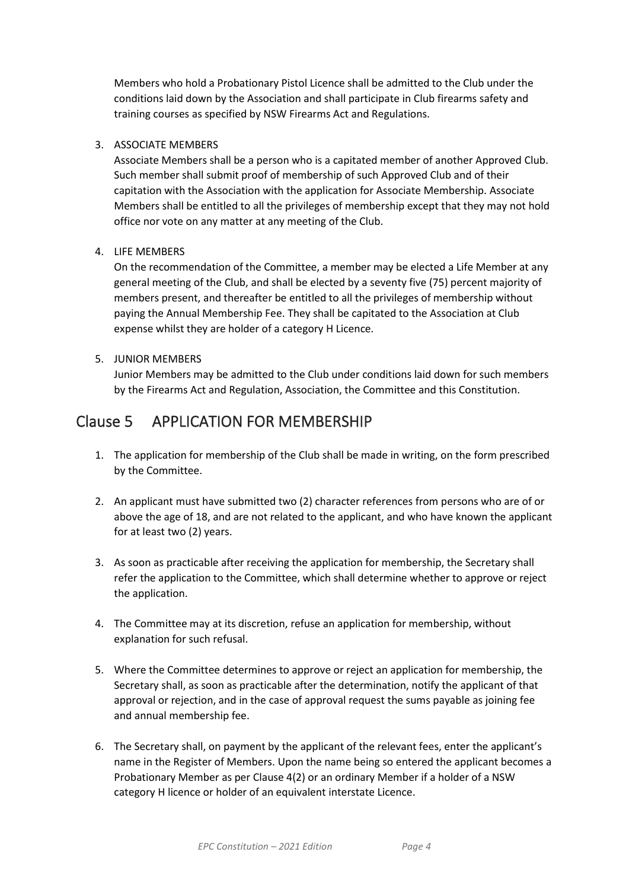Members who hold a Probationary Pistol Licence shall be admitted to the Club under the conditions laid down by the Association and shall participate in Club firearms safety and training courses as specified by NSW Firearms Act and Regulations.

3. ASSOCIATE MEMBERS
   Associate Members shall be a person who is a capitated member of another Approved Club. Such member shall submit proof of membership of such Approved Club and of their capitation with the Association with the application for Associate Membership. Associate Members shall be entitled to all the privileges of membership except that they may not hold office nor vote on any matter at any meeting of the Club.

4. LIFE MEMBERS
   On the recommendation of the Committee, a member may be elected a Life Member at any general meeting of the Club, and shall be elected by a seventy five (75) percent majority of members present, and thereafter be entitled to all the privileges of membership without paying the Annual Membership Fee. They shall be capitated to the Association at Club expense whilst they are holder of a category H Licence.

5. JUNIOR MEMBERS
   Junior Members may be admitted to the Club under conditions laid down for such members by the Firearms Act and Regulation, Association, the Committee and this Constitution.

## Clause 5 APPLICATION FOR MEMBERSHIP

1. The application for membership of the Club shall be made in writing, on the form prescribed by the Committee.

2. An applicant must have submitted two (2) character references from persons who are of or above the age of 18, and are not related to the applicant, and who have known the applicant for at least two (2) years.

3. As soon as practicable after receiving the application for membership, the Secretary shall refer the application to the Committee, which shall determine whether to approve or reject the application.

4. The Committee may at its discretion, refuse an application for membership, without explanation for such refusal.

5. Where the Committee determines to approve or reject an application for membership, the Secretary shall, as soon as practicable after the determination, notify the applicant of that approval or rejection, and in the case of approval request the sums payable as joining fee and annual membership fee.

6. The Secretary shall, on payment by the applicant of the relevant fees, enter the applicant's name in the Register of Members. Upon the name being so entered the applicant becomes a Probationary Member as per Clause 4(2) or an ordinary Member if a holder of a NSW category H licence or holder of an equivalent interstate Licence.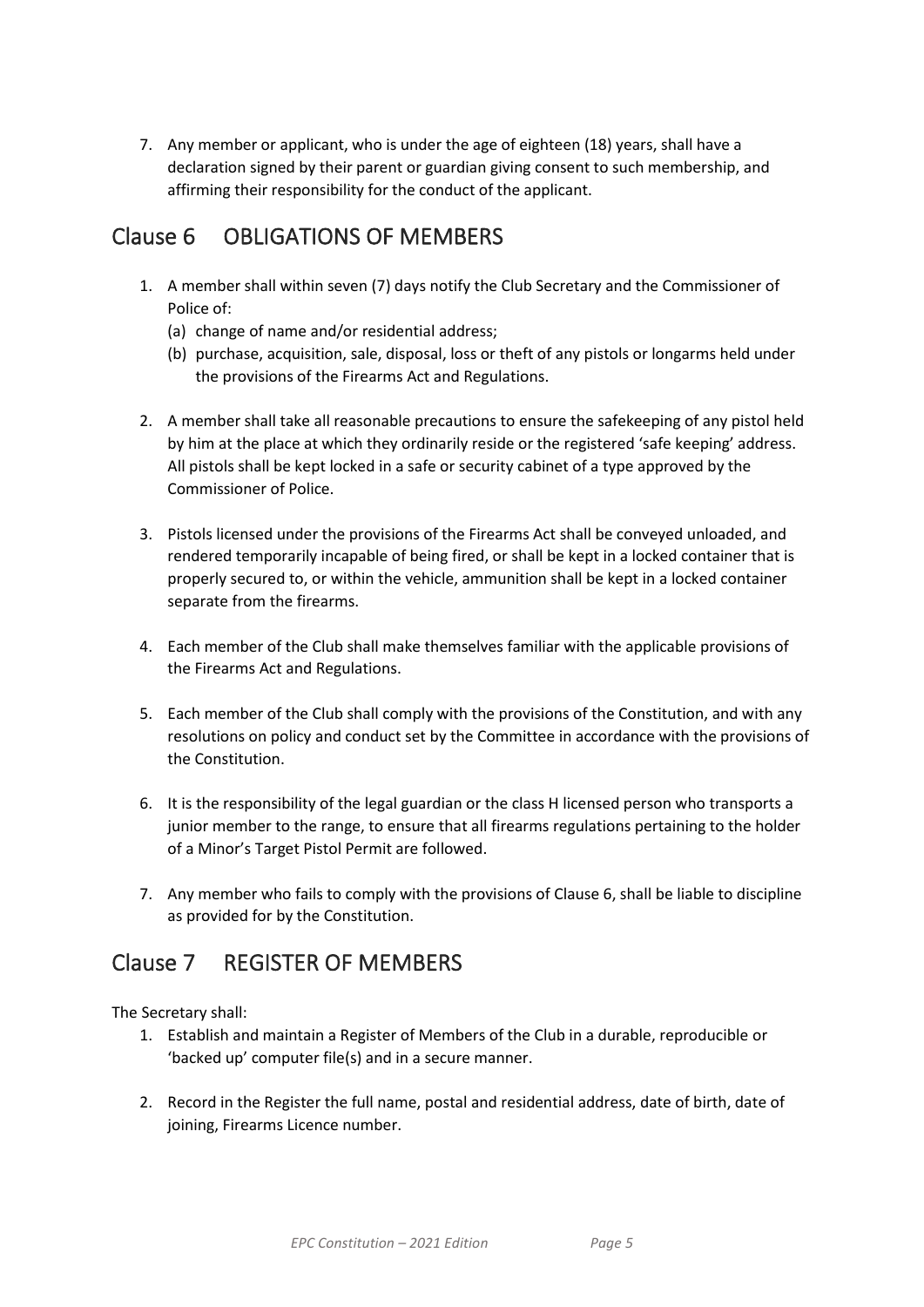7. Any member or applicant, who is under the age of eighteen (18) years, shall have a declaration signed by their parent or guardian giving consent to such membership, and affirming their responsibility for the conduct of the applicant.

## Clause 6 OBLIGATIONS OF MEMBERS

1. A member shall within seven (7) days notify the Club Secretary and the Commissioner of Police of:
   (a) change of name and/or residential address;
   (b) purchase, acquisition, sale, disposal, loss or theft of any pistols or longarms held under the provisions of the Firearms Act and Regulations.

2. A member shall take all reasonable precautions to ensure the safekeeping of any pistol held by him at the place at which they ordinarily reside or the registered 'safe keeping' address. All pistols shall be kept locked in a safe or security cabinet of a type approved by the Commissioner of Police.

3. Pistols licensed under the provisions of the Firearms Act shall be conveyed unloaded, and rendered temporarily incapable of being fired, or shall be kept in a locked container that is properly secured to, or within the vehicle, ammunition shall be kept in a locked container separate from the firearms.

4. Each member of the Club shall make themselves familiar with the applicable provisions of the Firearms Act and Regulations.

5. Each member of the Club shall comply with the provisions of the Constitution, and with any resolutions on policy and conduct set by the Committee in accordance with the provisions of the Constitution.

6. It is the responsibility of the legal guardian or the class H licensed person who transports a junior member to the range, to ensure that all firearms regulations pertaining to the holder of a Minor's Target Pistol Permit are followed.

7. Any member who fails to comply with the provisions of Clause 6, shall be liable to discipline as provided for by the Constitution.

## Clause 7 REGISTER OF MEMBERS

The Secretary shall:

1. Establish and maintain a Register of Members of the Club in a durable, reproducible or 'backed up' computer file(s) and in a secure manner.

2. Record in the Register the full name, postal and residential address, date of birth, date of joining, Firearms Licence number.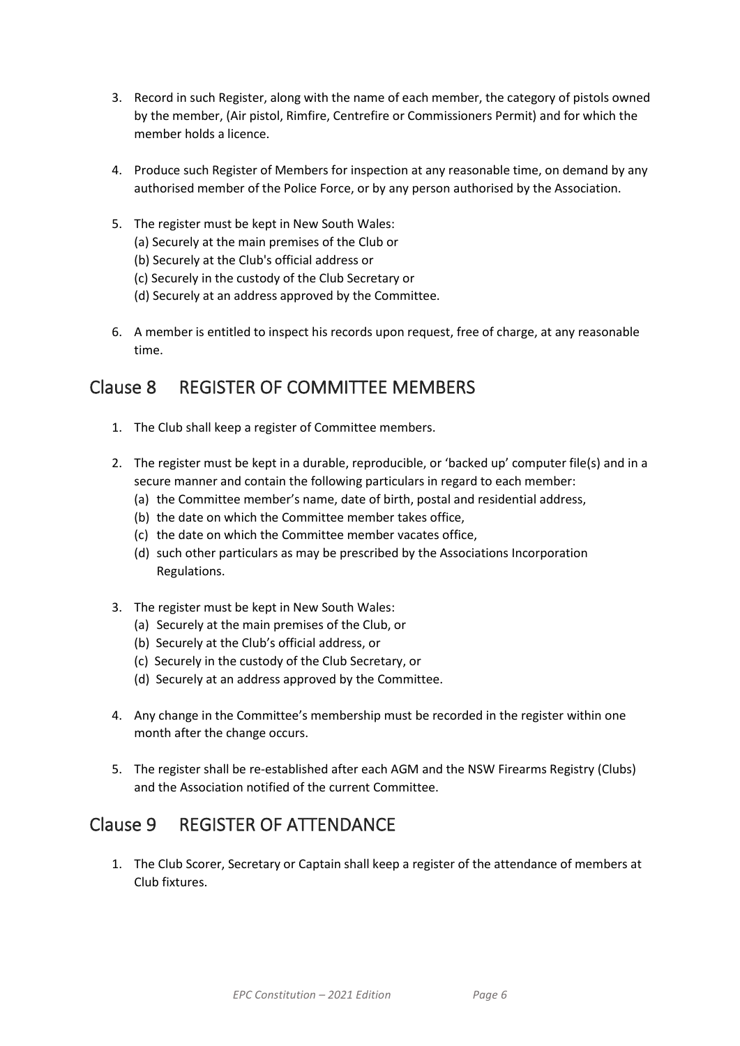3. Record in such Register, along with the name of each member, the category of pistols owned by the member, (Air pistol, Rimfire, Centrefire or Commissioners Permit) and for which the member holds a licence.

4. Produce such Register of Members for inspection at any reasonable time, on demand by any authorised member of the Police Force, or by any person authorised by the Association.

5. The register must be kept in New South Wales:
   (a) Securely at the main premises of the Club or
   (b) Securely at the Club's official address or
   (c) Securely in the custody of the Club Secretary or
   (d) Securely at an address approved by the Committee.

6. A member is entitled to inspect his records upon request, free of charge, at any reasonable time.

## Clause 8 REGISTER OF COMMITTEE MEMBERS

1. The Club shall keep a register of Committee members.

2. The register must be kept in a durable, reproducible, or 'backed up' computer file(s) and in a secure manner and contain the following particulars in regard to each member:
   (a) the Committee member's name, date of birth, postal and residential address,
   (b) the date on which the Committee member takes office,
   (c) the date on which the Committee member vacates office,
   (d) such other particulars as may be prescribed by the Associations Incorporation Regulations.

3. The register must be kept in New South Wales:
   (a) Securely at the main premises of the Club, or
   (b) Securely at the Club's official address, or
   (c) Securely in the custody of the Club Secretary, or
   (d) Securely at an address approved by the Committee.

4. Any change in the Committee's membership must be recorded in the register within one month after the change occurs.

5. The register shall be re-established after each AGM and the NSW Firearms Registry (Clubs) and the Association notified of the current Committee.

## Clause 9 REGISTER OF ATTENDANCE

1. The Club Scorer, Secretary or Captain shall keep a register of the attendance of members at Club fixtures.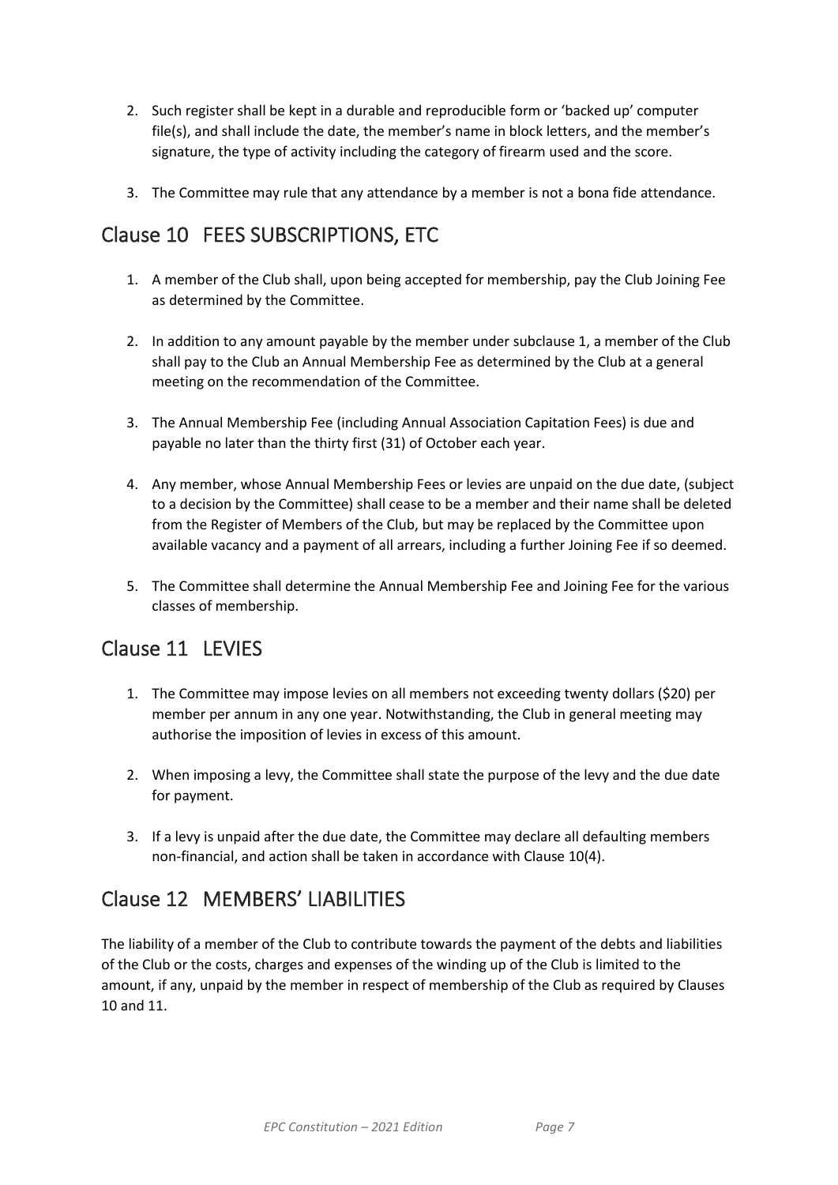2. Such register shall be kept in a durable and reproducible form or 'backed up' computer file(s), and shall include the date, the member's name in block letters, and the member's signature, the type of activity including the category of firearm used and the score.

3. The Committee may rule that any attendance by a member is not a bona fide attendance.

## Clause 10 FEES SUBSCRIPTIONS, ETC

1. A member of the Club shall, upon being accepted for membership, pay the Club Joining Fee as determined by the Committee.

2. In addition to any amount payable by the member under subclause 1, a member of the Club shall pay to the Club an Annual Membership Fee as determined by the Club at a general meeting on the recommendation of the Committee.

3. The Annual Membership Fee (including Annual Association Capitation Fees) is due and payable no later than the thirty first (31) of October each year.

4. Any member, whose Annual Membership Fees or levies are unpaid on the due date, (subject to a decision by the Committee) shall cease to be a member and their name shall be deleted from the Register of Members of the Club, but may be replaced by the Committee upon available vacancy and a payment of all arrears, including a further Joining Fee if so deemed.

5. The Committee shall determine the Annual Membership Fee and Joining Fee for the various classes of membership.

## Clause 11 LEVIES

1. The Committee may impose levies on all members not exceeding twenty dollars ($20) per member per annum in any one year. Notwithstanding, the Club in general meeting may authorise the imposition of levies in excess of this amount.

2. When imposing a levy, the Committee shall state the purpose of the levy and the due date for payment.

3. If a levy is unpaid after the due date, the Committee may declare all defaulting members non-financial, and action shall be taken in accordance with Clause 10(4).

## Clause 12 MEMBERS' LIABILITIES

The liability of a member of the Club to contribute towards the payment of the debts and liabilities of the Club or the costs, charges and expenses of the winding up of the Club is limited to the amount, if any, unpaid by the member in respect of membership of the Club as required by Clauses 10 and 11.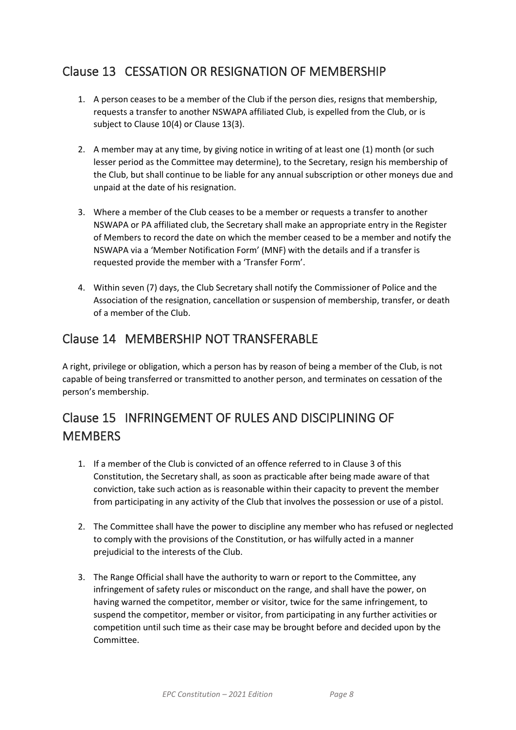## Clause 13 CESSATION OR RESIGNATION OF MEMBERSHIP

1. A person ceases to be a member of the Club if the person dies, resigns that membership, requests a transfer to another NSWAPA affiliated Club, is expelled from the Club, or is subject to Clause 10(4) or Clause 13(3).

2. A member may at any time, by giving notice in writing of at least one (1) month (or such lesser period as the Committee may determine), to the Secretary, resign his membership of the Club, but shall continue to be liable for any annual subscription or other moneys due and unpaid at the date of his resignation.

3. Where a member of the Club ceases to be a member or requests a transfer to another NSWAPA or PA affiliated club, the Secretary shall make an appropriate entry in the Register of Members to record the date on which the member ceased to be a member and notify the NSWAPA via a 'Member Notification Form' (MNF) with the details and if a transfer is requested provide the member with a 'Transfer Form'.

4. Within seven (7) days, the Club Secretary shall notify the Commissioner of Police and the Association of the resignation, cancellation or suspension of membership, transfer, or death of a member of the Club.

## Clause 14 MEMBERSHIP NOT TRANSFERABLE

A right, privilege or obligation, which a person has by reason of being a member of the Club, is not capable of being transferred or transmitted to another person, and terminates on cessation of the person's membership.

## Clause 15 INFRINGEMENT OF RULES AND DISCIPLINING OF MEMBERS

1. If a member of the Club is convicted of an offence referred to in Clause 3 of this Constitution, the Secretary shall, as soon as practicable after being made aware of that conviction, take such action as is reasonable within their capacity to prevent the member from participating in any activity of the Club that involves the possession or use of a pistol.

2. The Committee shall have the power to discipline any member who has refused or neglected to comply with the provisions of the Constitution, or has wilfully acted in a manner prejudicial to the interests of the Club.

3. The Range Official shall have the authority to warn or report to the Committee, any infringement of safety rules or misconduct on the range, and shall have the power, on having warned the competitor, member or visitor, twice for the same infringement, to suspend the competitor, member or visitor, from participating in any further activities or competition until such time as their case may be brought before and decided upon by the Committee.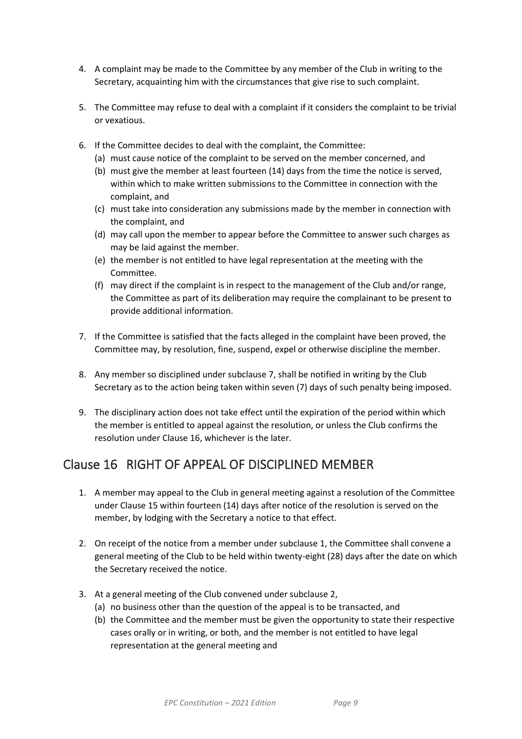4. A complaint may be made to the Committee by any member of the Club in writing to the Secretary, acquainting him with the circumstances that give rise to such complaint.

5. The Committee may refuse to deal with a complaint if it considers the complaint to be trivial or vexatious.

6. If the Committee decides to deal with the complaint, the Committee:
   (a) must cause notice of the complaint to be served on the member concerned, and
   (b) must give the member at least fourteen (14) days from the time the notice is served, within which to make written submissions to the Committee in connection with the complaint, and
   (c) must take into consideration any submissions made by the member in connection with the complaint, and
   (d) may call upon the member to appear before the Committee to answer such charges as may be laid against the member.
   (e) the member is not entitled to have legal representation at the meeting with the Committee.
   (f) may direct if the complaint is in respect to the management of the Club and/or range, the Committee as part of its deliberation may require the complainant to be present to provide additional information.

7. If the Committee is satisfied that the facts alleged in the complaint have been proved, the Committee may, by resolution, fine, suspend, expel or otherwise discipline the member.

8. Any member so disciplined under subclause 7, shall be notified in writing by the Club Secretary as to the action being taken within seven (7) days of such penalty being imposed.

9. The disciplinary action does not take effect until the expiration of the period within which the member is entitled to appeal against the resolution, or unless the Club confirms the resolution under Clause 16, whichever is the later.

## Clause 16 RIGHT OF APPEAL OF DISCIPLINED MEMBER

1. A member may appeal to the Club in general meeting against a resolution of the Committee under Clause 15 within fourteen (14) days after notice of the resolution is served on the member, by lodging with the Secretary a notice to that effect.

2. On receipt of the notice from a member under subclause 1, the Committee shall convene a general meeting of the Club to be held within twenty-eight (28) days after the date on which the Secretary received the notice.

3. At a general meeting of the Club convened under subclause 2,
   (a) no business other than the question of the appeal is to be transacted, and
   (b) the Committee and the member must be given the opportunity to state their respective cases orally or in writing, or both, and the member is not entitled to have legal representation at the general meeting and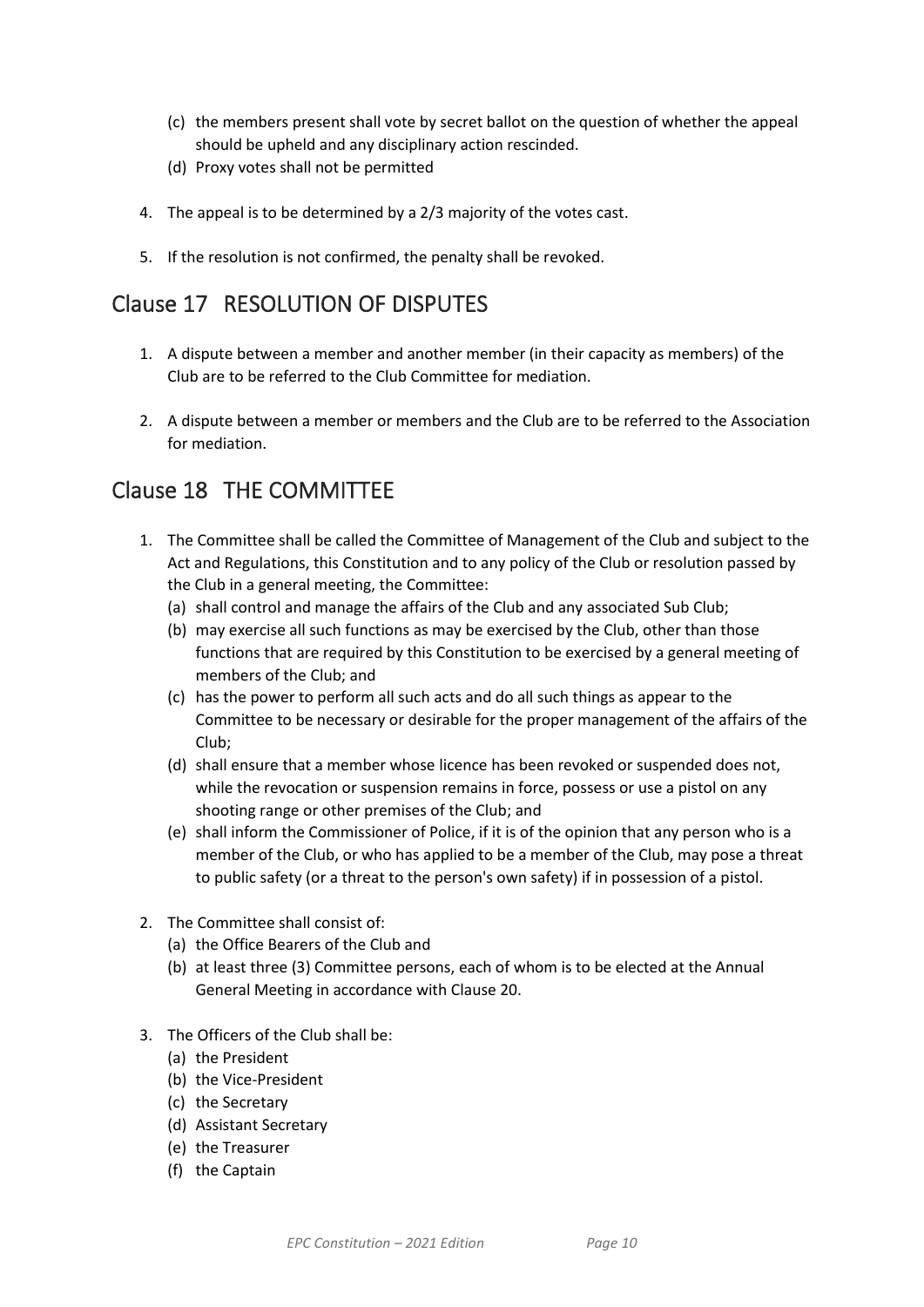(c) the members present shall vote by secret ballot on the question of whether the appeal should be upheld and any disciplinary action rescinded.

(d) Proxy votes shall not be permitted

4. The appeal is to be determined by a 2/3 majority of the votes cast.

5. If the resolution is not confirmed, the penalty shall be revoked.

## Clause 17 RESOLUTION OF DISPUTES

1. A dispute between a member and another member (in their capacity as members) of the Club are to be referred to the Club Committee for mediation.

2. A dispute between a member or members and the Club are to be referred to the Association for mediation.

## Clause 18 THE COMMITTEE

1. The Committee shall be called the Committee of Management of the Club and subject to the Act and Regulations, this Constitution and to any policy of the Club or resolution passed by the Club in a general meeting, the Committee:
   (a) shall control and manage the affairs of the Club and any associated Sub Club;
   (b) may exercise all such functions as may be exercised by the Club, other than those functions that are required by this Constitution to be exercised by a general meeting of members of the Club; and
   (c) has the power to perform all such acts and do all such things as appear to the Committee to be necessary or desirable for the proper management of the affairs of the Club;
   (d) shall ensure that a member whose licence has been revoked or suspended does not, while the revocation or suspension remains in force, possess or use a pistol on any shooting range or other premises of the Club; and
   (e) shall inform the Commissioner of Police, if it is of the opinion that any person who is a member of the Club, or who has applied to be a member of the Club, may pose a threat to public safety (or a threat to the person's own safety) if in possession of a pistol.

2. The Committee shall consist of:
   (a) the Office Bearers of the Club and
   (b) at least three (3) Committee persons, each of whom is to be elected at the Annual General Meeting in accordance with Clause 20.

3. The Officers of the Club shall be:
   (a) the President
   (b) the Vice-President
   (c) the Secretary
   (d) Assistant Secretary
   (e) the Treasurer
   (f) the Captain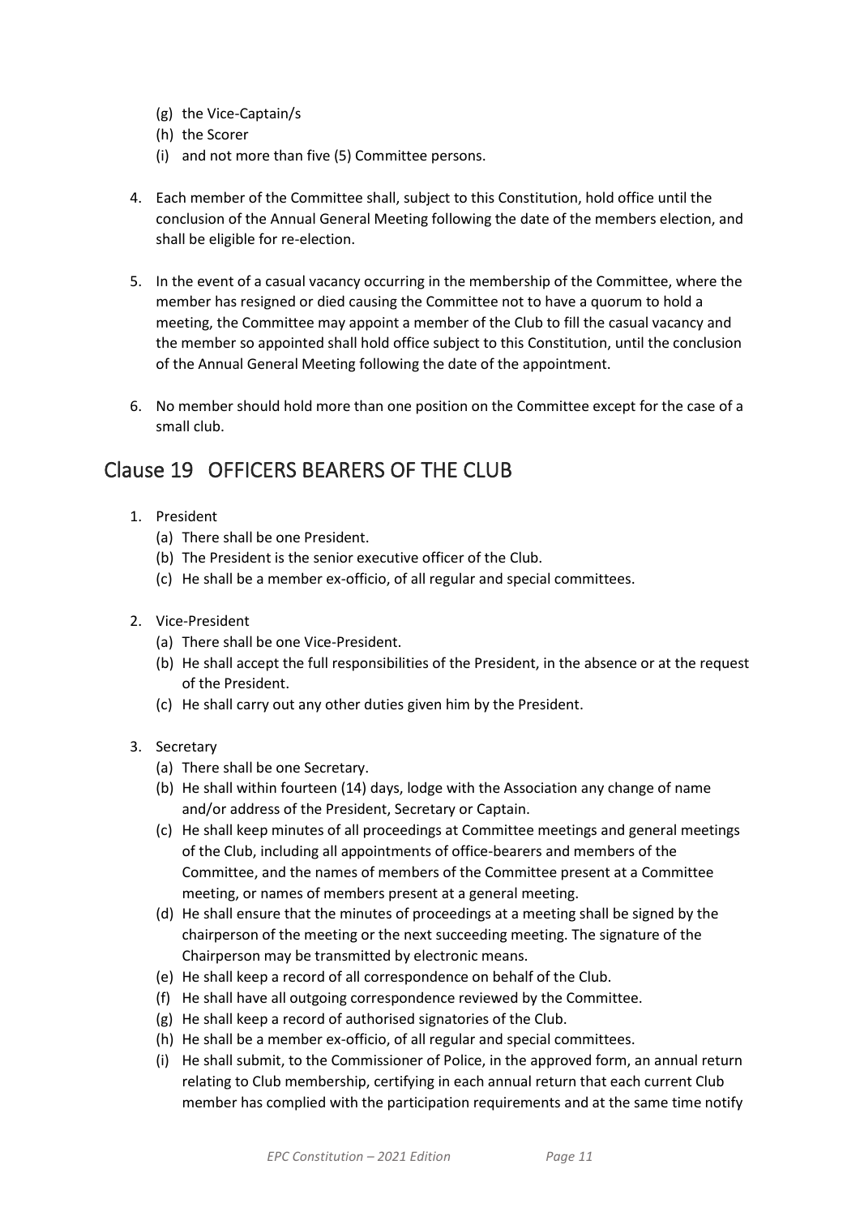(g) the Vice-Captain/s
   (h) the Scorer
   (i) and not more than five (5) Committee persons.

4. Each member of the Committee shall, subject to this Constitution, hold office until the conclusion of the Annual General Meeting following the date of the members election, and shall be eligible for re-election.

5. In the event of a casual vacancy occurring in the membership of the Committee, where the member has resigned or died causing the Committee not to have a quorum to hold a meeting, the Committee may appoint a member of the Club to fill the casual vacancy and the member so appointed shall hold office subject to this Constitution, until the conclusion of the Annual General Meeting following the date of the appointment.

6. No member should hold more than one position on the Committee except for the case of a small club.

## Clause 19 OFFICERS BEARERS OF THE CLUB

1. President
   (a) There shall be one President.
   (b) The President is the senior executive officer of the Club.
   (c) He shall be a member ex-officio, of all regular and special committees.

2. Vice-President
   (a) There shall be one Vice-President.
   (b) He shall accept the full responsibilities of the President, in the absence or at the request of the President.
   (c) He shall carry out any other duties given him by the President.

3. Secretary
   (a) There shall be one Secretary.
   (b) He shall within fourteen (14) days, lodge with the Association any change of name and/or address of the President, Secretary or Captain.
   (c) He shall keep minutes of all proceedings at Committee meetings and general meetings of the Club, including all appointments of office-bearers and members of the Committee, and the names of members of the Committee present at a Committee meeting, or names of members present at a general meeting.
   (d) He shall ensure that the minutes of proceedings at a meeting shall be signed by the chairperson of the meeting or the next succeeding meeting. The signature of the Chairperson may be transmitted by electronic means.
   (e) He shall keep a record of all correspondence on behalf of the Club.
   (f) He shall have all outgoing correspondence reviewed by the Committee.
   (g) He shall keep a record of authorised signatories of the Club.
   (h) He shall be a member ex-officio, of all regular and special committees.
   (i) He shall submit, to the Commissioner of Police, in the approved form, an annual return relating to Club membership, certifying in each annual return that each current Club member has complied with the participation requirements and at the same time notify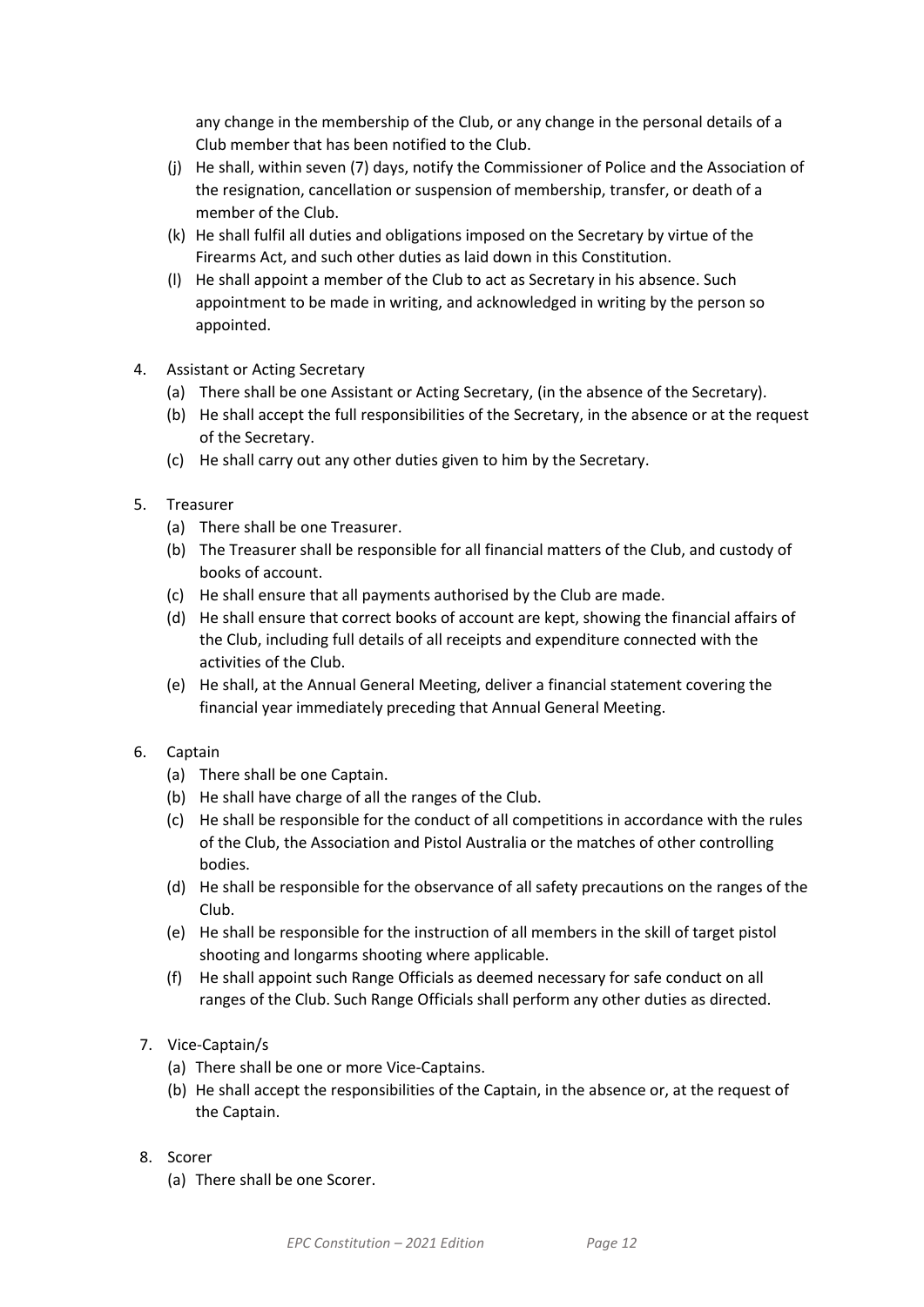any change in the membership of the Club, or any change in the personal details of a Club member that has been notified to the Club.

(j) He shall, within seven (7) days, notify the Commissioner of Police and the Association of the resignation, cancellation or suspension of membership, transfer, or death of a member of the Club.

(k) He shall fulfil all duties and obligations imposed on the Secretary by virtue of the Firearms Act, and such other duties as laid down in this Constitution.

(l) He shall appoint a member of the Club to act as Secretary in his absence. Such appointment to be made in writing, and acknowledged in writing by the person so appointed.

4. Assistant or Acting Secretary
   (a) There shall be one Assistant or Acting Secretary, (in the absence of the Secretary).
   (b) He shall accept the full responsibilities of the Secretary, in the absence or at the request of the Secretary.
   (c) He shall carry out any other duties given to him by the Secretary.

5. Treasurer
   (a) There shall be one Treasurer.
   (b) The Treasurer shall be responsible for all financial matters of the Club, and custody of books of account.
   (c) He shall ensure that all payments authorised by the Club are made.
   (d) He shall ensure that correct books of account are kept, showing the financial affairs of the Club, including full details of all receipts and expenditure connected with the activities of the Club.
   (e) He shall, at the Annual General Meeting, deliver a financial statement covering the financial year immediately preceding that Annual General Meeting.

6. Captain
   (a) There shall be one Captain.
   (b) He shall have charge of all the ranges of the Club.
   (c) He shall be responsible for the conduct of all competitions in accordance with the rules of the Club, the Association and Pistol Australia or the matches of other controlling bodies.
   (d) He shall be responsible for the observance of all safety precautions on the ranges of the Club.
   (e) He shall be responsible for the instruction of all members in the skill of target pistol shooting and longarms shooting where applicable.
   (f) He shall appoint such Range Officials as deemed necessary for safe conduct on all ranges of the Club. Such Range Officials shall perform any other duties as directed.

7. Vice-Captain/s
   (a) There shall be one or more Vice-Captains.
   (b) He shall accept the responsibilities of the Captain, in the absence or, at the request of the Captain.

8. Scorer
   (a) There shall be one Scorer.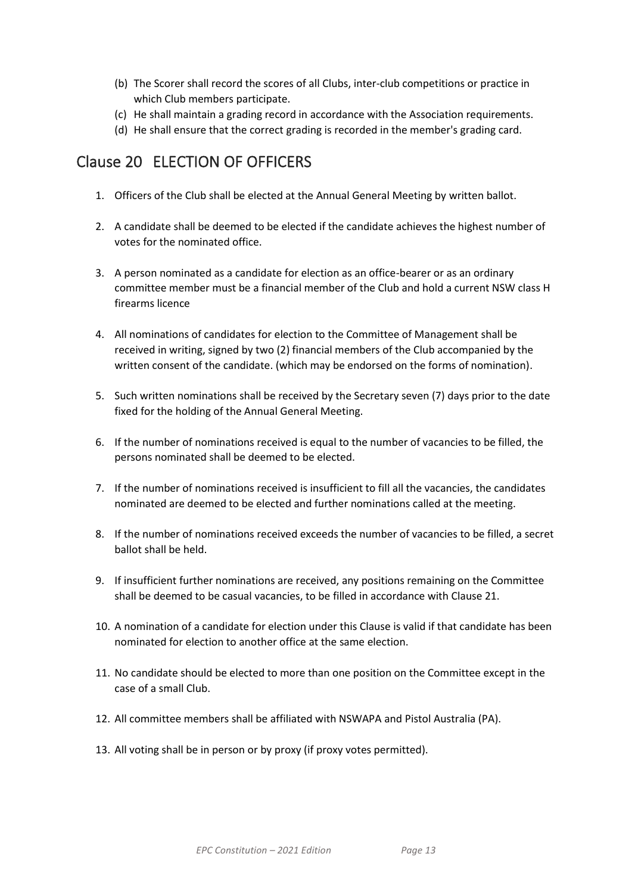(b) The Scorer shall record the scores of all Clubs, inter-club competitions or practice in which Club members participate.

(c) He shall maintain a grading record in accordance with the Association requirements.

(d) He shall ensure that the correct grading is recorded in the member's grading card.

## Clause 20 ELECTION OF OFFICERS

1. Officers of the Club shall be elected at the Annual General Meeting by written ballot.

2. A candidate shall be deemed to be elected if the candidate achieves the highest number of votes for the nominated office.

3. A person nominated as a candidate for election as an office-bearer or as an ordinary committee member must be a financial member of the Club and hold a current NSW class H firearms licence

4. All nominations of candidates for election to the Committee of Management shall be received in writing, signed by two (2) financial members of the Club accompanied by the written consent of the candidate. (which may be endorsed on the forms of nomination).

5. Such written nominations shall be received by the Secretary seven (7) days prior to the date fixed for the holding of the Annual General Meeting.

6. If the number of nominations received is equal to the number of vacancies to be filled, the persons nominated shall be deemed to be elected.

7. If the number of nominations received is insufficient to fill all the vacancies, the candidates nominated are deemed to be elected and further nominations called at the meeting.

8. If the number of nominations received exceeds the number of vacancies to be filled, a secret ballot shall be held.

9. If insufficient further nominations are received, any positions remaining on the Committee shall be deemed to be casual vacancies, to be filled in accordance with Clause 21.

10. A nomination of a candidate for election under this Clause is valid if that candidate has been nominated for election to another office at the same election.

11. No candidate should be elected to more than one position on the Committee except in the case of a small Club.

12. All committee members shall be affiliated with NSWAPA and Pistol Australia (PA).

13. All voting shall be in person or by proxy (if proxy votes permitted).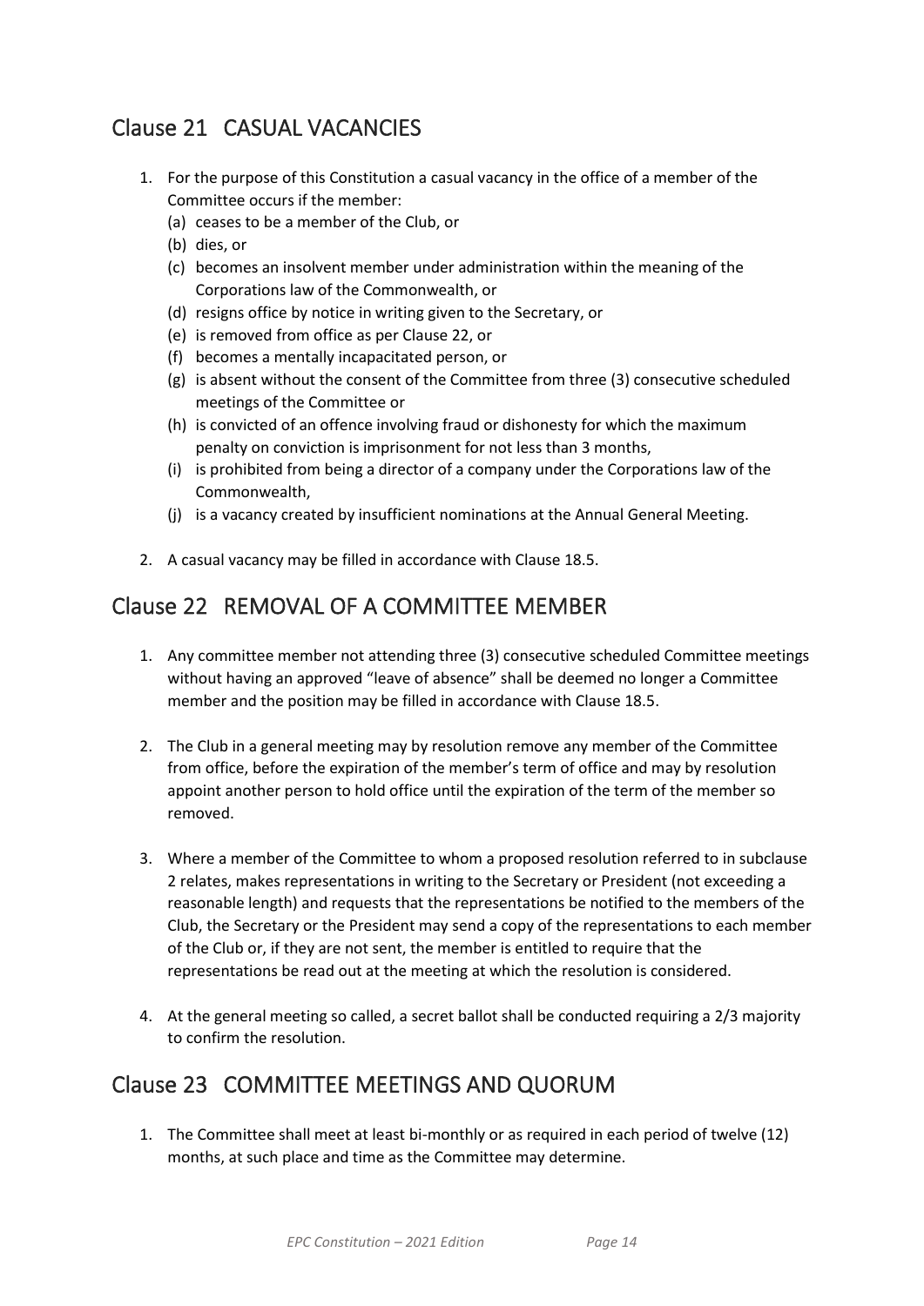## Clause 21 CASUAL VACANCIES

1. For the purpose of this Constitution a casual vacancy in the office of a member of the Committee occurs if the member:
   (a) ceases to be a member of the Club, or
   (b) dies, or
   (c) becomes an insolvent member under administration within the meaning of the Corporations law of the Commonwealth, or
   (d) resigns office by notice in writing given to the Secretary, or
   (e) is removed from office as per Clause 22, or
   (f) becomes a mentally incapacitated person, or
   (g) is absent without the consent of the Committee from three (3) consecutive scheduled meetings of the Committee or
   (h) is convicted of an offence involving fraud or dishonesty for which the maximum penalty on conviction is imprisonment for not less than 3 months,
   (i) is prohibited from being a director of a company under the Corporations law of the Commonwealth,
   (j) is a vacancy created by insufficient nominations at the Annual General Meeting.

2. A casual vacancy may be filled in accordance with Clause 18.5.

## Clause 22 REMOVAL OF A COMMITTEE MEMBER

1. Any committee member not attending three (3) consecutive scheduled Committee meetings without having an approved "leave of absence" shall be deemed no longer a Committee member and the position may be filled in accordance with Clause 18.5.

2. The Club in a general meeting may by resolution remove any member of the Committee from office, before the expiration of the member's term of office and may by resolution appoint another person to hold office until the expiration of the term of the member so removed.

3. Where a member of the Committee to whom a proposed resolution referred to in subclause 2 relates, makes representations in writing to the Secretary or President (not exceeding a reasonable length) and requests that the representations be notified to the members of the Club, the Secretary or the President may send a copy of the representations to each member of the Club or, if they are not sent, the member is entitled to require that the representations be read out at the meeting at which the resolution is considered.

4. At the general meeting so called, a secret ballot shall be conducted requiring a 2/3 majority to confirm the resolution.

## Clause 23 COMMITTEE MEETINGS AND QUORUM

1. The Committee shall meet at least bi-monthly or as required in each period of twelve (12) months, at such place and time as the Committee may determine.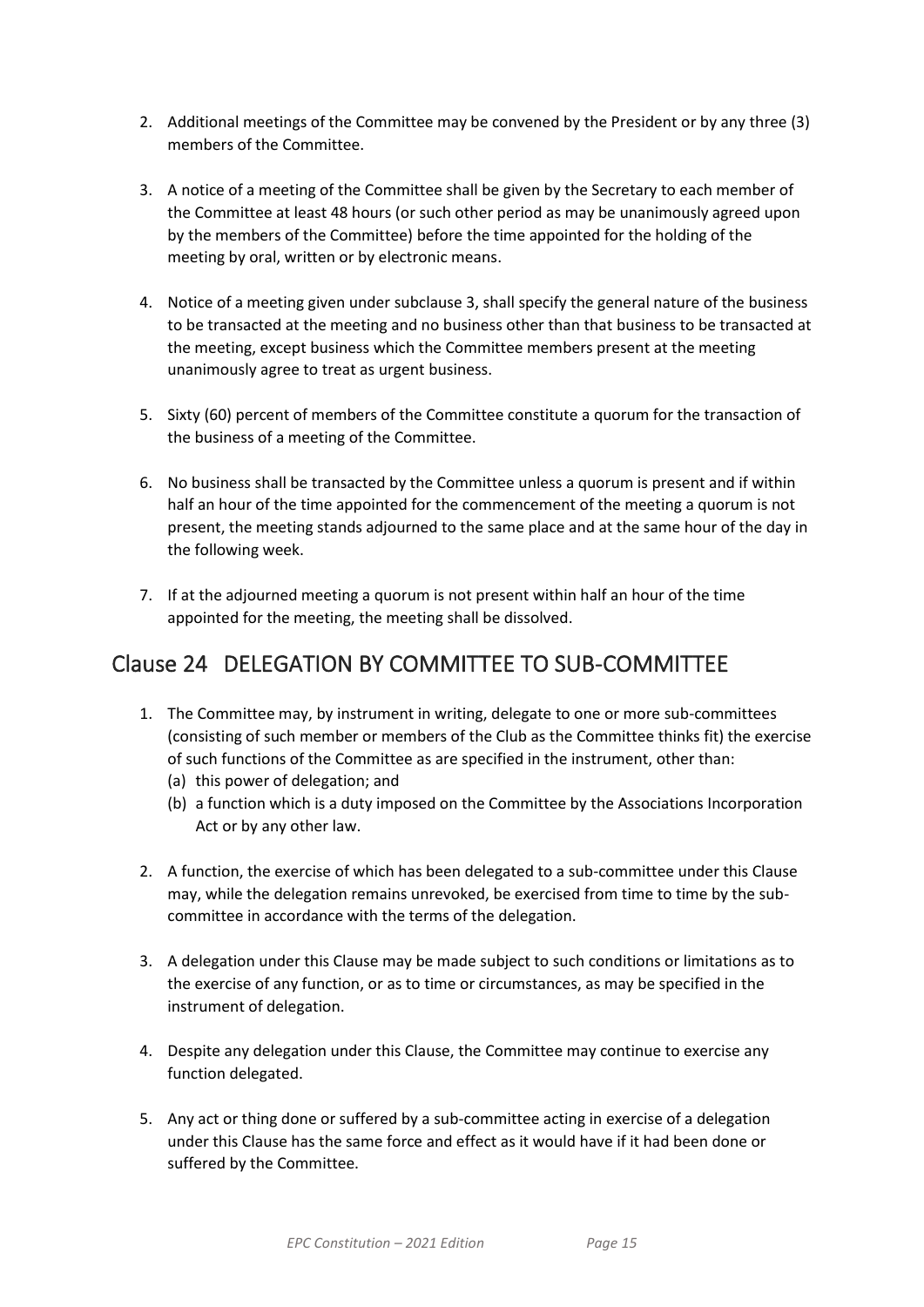2. Additional meetings of the Committee may be convened by the President or by any three (3) members of the Committee.

3. A notice of a meeting of the Committee shall be given by the Secretary to each member of the Committee at least 48 hours (or such other period as may be unanimously agreed upon by the members of the Committee) before the time appointed for the holding of the meeting by oral, written or by electronic means.

4. Notice of a meeting given under subclause 3, shall specify the general nature of the business to be transacted at the meeting and no business other than that business to be transacted at the meeting, except business which the Committee members present at the meeting unanimously agree to treat as urgent business.

5. Sixty (60) percent of members of the Committee constitute a quorum for the transaction of the business of a meeting of the Committee.

6. No business shall be transacted by the Committee unless a quorum is present and if within half an hour of the time appointed for the commencement of the meeting a quorum is not present, the meeting stands adjourned to the same place and at the same hour of the day in the following week.

7. If at the adjourned meeting a quorum is not present within half an hour of the time appointed for the meeting, the meeting shall be dissolved.

## Clause 24 DELEGATION BY COMMITTEE TO SUB-COMMITTEE

1. The Committee may, by instrument in writing, delegate to one or more sub-committees (consisting of such member or members of the Club as the Committee thinks fit) the exercise of such functions of the Committee as are specified in the instrument, other than:
   (a) this power of delegation; and
   (b) a function which is a duty imposed on the Committee by the Associations Incorporation Act or by any other law.

2. A function, the exercise of which has been delegated to a sub-committee under this Clause may, while the delegation remains unrevoked, be exercised from time to time by the sub-committee in accordance with the terms of the delegation.

3. A delegation under this Clause may be made subject to such conditions or limitations as to the exercise of any function, or as to time or circumstances, as may be specified in the instrument of delegation.

4. Despite any delegation under this Clause, the Committee may continue to exercise any function delegated.

5. Any act or thing done or suffered by a sub-committee acting in exercise of a delegation under this Clause has the same force and effect as it would have if it had been done or suffered by the Committee.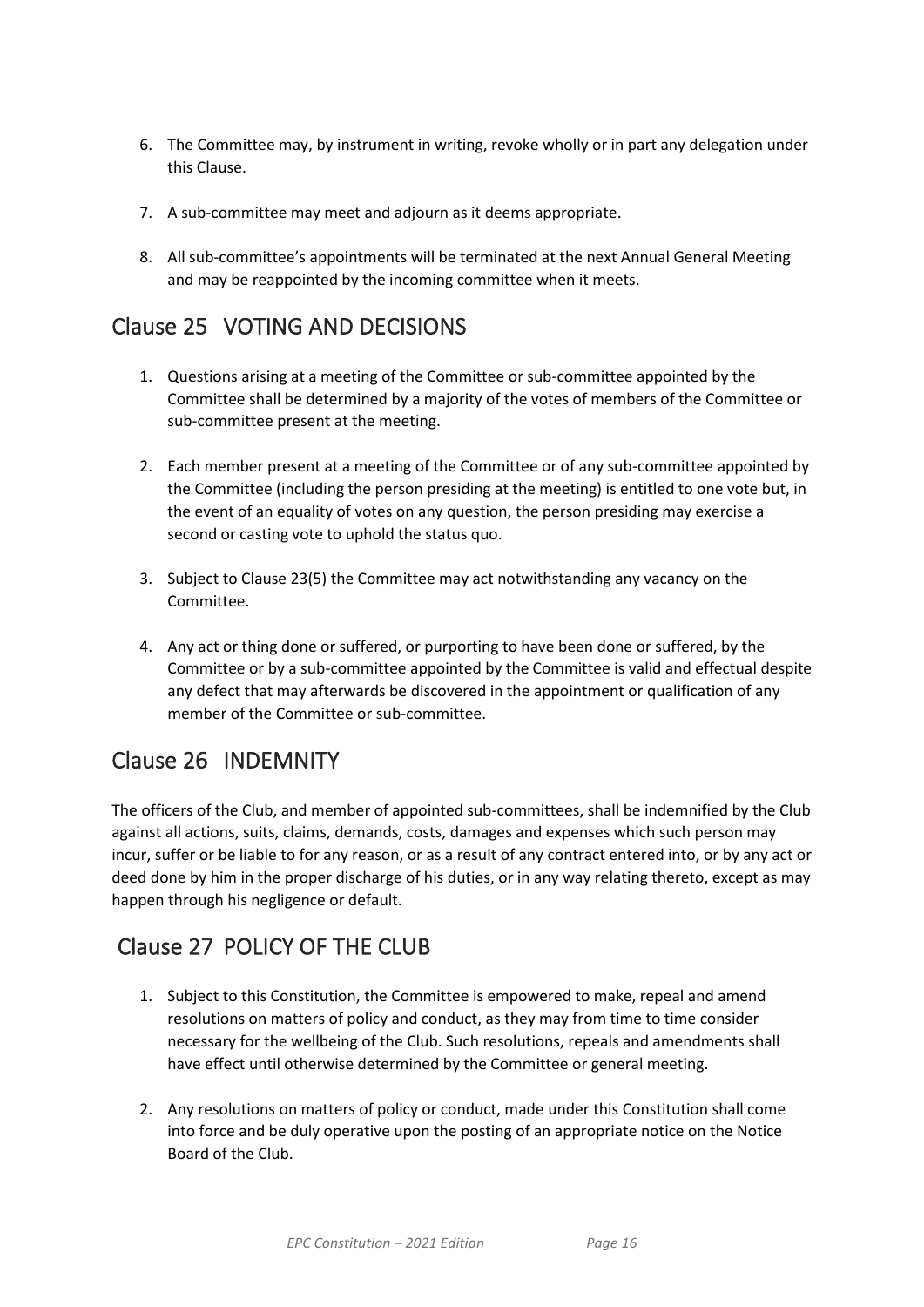6. The Committee may, by instrument in writing, revoke wholly or in part any delegation under this Clause.

7. A sub-committee may meet and adjourn as it deems appropriate.

8. All sub-committee's appointments will be terminated at the next Annual General Meeting and may be reappointed by the incoming committee when it meets.

## Clause 25 VOTING AND DECISIONS

1. Questions arising at a meeting of the Committee or sub-committee appointed by the Committee shall be determined by a majority of the votes of members of the Committee or sub-committee present at the meeting.

2. Each member present at a meeting of the Committee or of any sub-committee appointed by the Committee (including the person presiding at the meeting) is entitled to one vote but, in the event of an equality of votes on any question, the person presiding may exercise a second or casting vote to uphold the status quo.

3. Subject to Clause 23(5) the Committee may act notwithstanding any vacancy on the Committee.

4. Any act or thing done or suffered, or purporting to have been done or suffered, by the Committee or by a sub-committee appointed by the Committee is valid and effectual despite any defect that may afterwards be discovered in the appointment or qualification of any member of the Committee or sub-committee.

## Clause 26 INDEMNITY

The officers of the Club, and member of appointed sub-committees, shall be indemnified by the Club against all actions, suits, claims, demands, costs, damages and expenses which such person may incur, suffer or be liable to for any reason, or as a result of any contract entered into, or by any act or deed done by him in the proper discharge of his duties, or in any way relating thereto, except as may happen through his negligence or default.

## Clause 27 POLICY OF THE CLUB

1. Subject to this Constitution, the Committee is empowered to make, repeal and amend resolutions on matters of policy and conduct, as they may from time to time consider necessary for the wellbeing of the Club. Such resolutions, repeals and amendments shall have effect until otherwise determined by the Committee or general meeting.

2. Any resolutions on matters of policy or conduct, made under this Constitution shall come into force and be duly operative upon the posting of an appropriate notice on the Notice Board of the Club.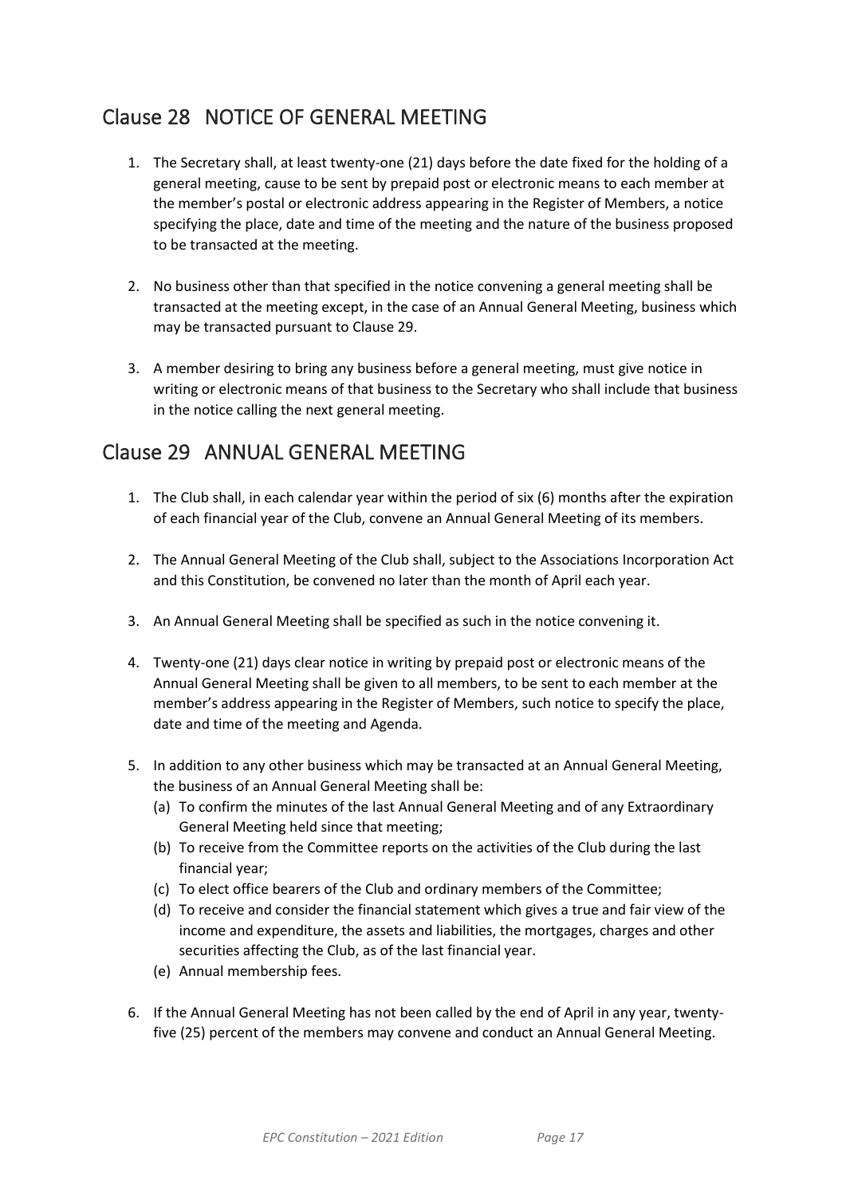## Clause 28 NOTICE OF GENERAL MEETING

1. The Secretary shall, at least twenty-one (21) days before the date fixed for the holding of a general meeting, cause to be sent by prepaid post or electronic means to each member at the member's postal or electronic address appearing in the Register of Members, a notice specifying the place, date and time of the meeting and the nature of the business proposed to be transacted at the meeting.

2. No business other than that specified in the notice convening a general meeting shall be transacted at the meeting except, in the case of an Annual General Meeting, business which may be transacted pursuant to Clause 29.

3. A member desiring to bring any business before a general meeting, must give notice in writing or electronic means of that business to the Secretary who shall include that business in the notice calling the next general meeting.

## Clause 29 ANNUAL GENERAL MEETING

1. The Club shall, in each calendar year within the period of six (6) months after the expiration of each financial year of the Club, convene an Annual General Meeting of its members.

2. The Annual General Meeting of the Club shall, subject to the Associations Incorporation Act and this Constitution, be convened no later than the month of April each year.

3. An Annual General Meeting shall be specified as such in the notice convening it.

4. Twenty-one (21) days clear notice in writing by prepaid post or electronic means of the Annual General Meeting shall be given to all members, to be sent to each member at the member's address appearing in the Register of Members, such notice to specify the place, date and time of the meeting and Agenda.

5. In addition to any other business which may be transacted at an Annual General Meeting, the business of an Annual General Meeting shall be:
   (a) To confirm the minutes of the last Annual General Meeting and of any Extraordinary General Meeting held since that meeting;
   (b) To receive from the Committee reports on the activities of the Club during the last financial year;
   (c) To elect office bearers of the Club and ordinary members of the Committee;
   (d) To receive and consider the financial statement which gives a true and fair view of the income and expenditure, the assets and liabilities, the mortgages, charges and other securities affecting the Club, as of the last financial year.
   (e) Annual membership fees.

6. If the Annual General Meeting has not been called by the end of April in any year, twenty-five (25) percent of the members may convene and conduct an Annual General Meeting.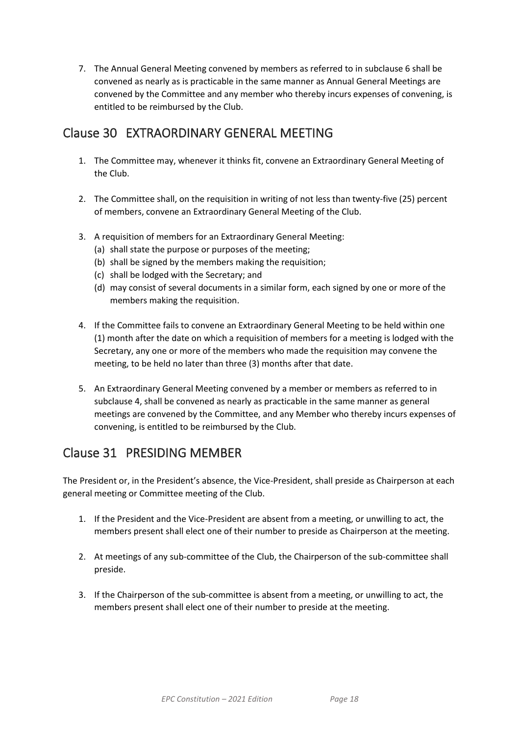7. The Annual General Meeting convened by members as referred to in subclause 6 shall be convened as nearly as is practicable in the same manner as Annual General Meetings are convened by the Committee and any member who thereby incurs expenses of convening, is entitled to be reimbursed by the Club.

## Clause 30 EXTRAORDINARY GENERAL MEETING

1. The Committee may, whenever it thinks fit, convene an Extraordinary General Meeting of the Club.

2. The Committee shall, on the requisition in writing of not less than twenty-five (25) percent of members, convene an Extraordinary General Meeting of the Club.

3. A requisition of members for an Extraordinary General Meeting:
   (a) shall state the purpose or purposes of the meeting;
   (b) shall be signed by the members making the requisition;
   (c) shall be lodged with the Secretary; and
   (d) may consist of several documents in a similar form, each signed by one or more of the members making the requisition.

4. If the Committee fails to convene an Extraordinary General Meeting to be held within one (1) month after the date on which a requisition of members for a meeting is lodged with the Secretary, any one or more of the members who made the requisition may convene the meeting, to be held no later than three (3) months after that date.

5. An Extraordinary General Meeting convened by a member or members as referred to in subclause 4, shall be convened as nearly as practicable in the same manner as general meetings are convened by the Committee, and any Member who thereby incurs expenses of convening, is entitled to be reimbursed by the Club.

## Clause 31 PRESIDING MEMBER

The President or, in the President's absence, the Vice-President, shall preside as Chairperson at each general meeting or Committee meeting of the Club.

1. If the President and the Vice-President are absent from a meeting, or unwilling to act, the members present shall elect one of their number to preside as Chairperson at the meeting.

2. At meetings of any sub-committee of the Club, the Chairperson of the sub-committee shall preside.

3. If the Chairperson of the sub-committee is absent from a meeting, or unwilling to act, the members present shall elect one of their number to preside at the meeting.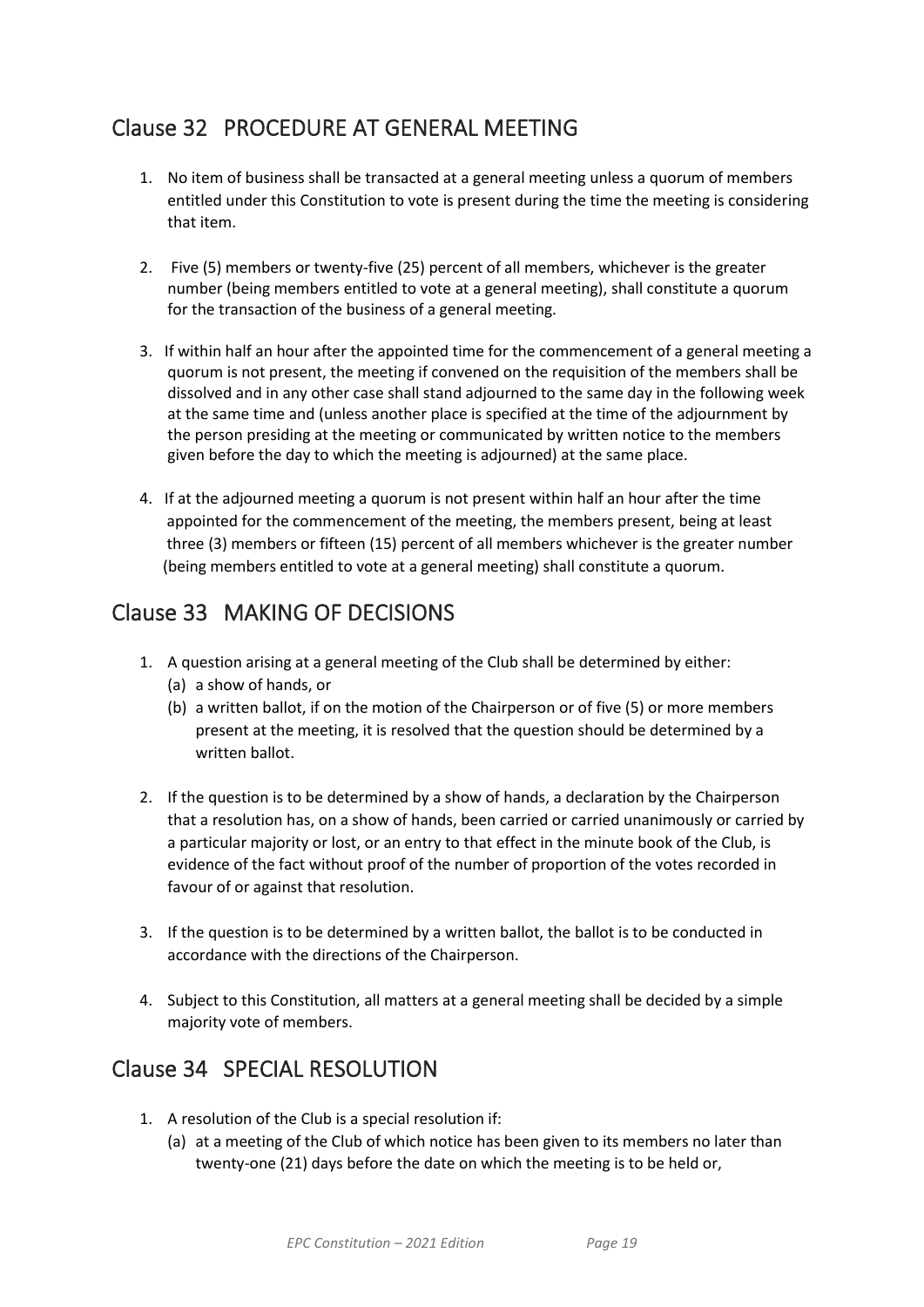## Clause 32 PROCEDURE AT GENERAL MEETING

1. No item of business shall be transacted at a general meeting unless a quorum of members entitled under this Constitution to vote is present during the time the meeting is considering that item.

2. Five (5) members or twenty-five (25) percent of all members, whichever is the greater number (being members entitled to vote at a general meeting), shall constitute a quorum for the transaction of the business of a general meeting.

3. If within half an hour after the appointed time for the commencement of a general meeting a quorum is not present, the meeting if convened on the requisition of the members shall be dissolved and in any other case shall stand adjourned to the same day in the following week at the same time and (unless another place is specified at the time of the adjournment by the person presiding at the meeting or communicated by written notice to the members given before the day to which the meeting is adjourned) at the same place.

4. If at the adjourned meeting a quorum is not present within half an hour after the time appointed for the commencement of the meeting, the members present, being at least three (3) members or fifteen (15) percent of all members whichever is the greater number (being members entitled to vote at a general meeting) shall constitute a quorum.

## Clause 33 MAKING OF DECISIONS

1. A question arising at a general meeting of the Club shall be determined by either:
   (a) a show of hands, or
   (b) a written ballot, if on the motion of the Chairperson or of five (5) or more members present at the meeting, it is resolved that the question should be determined by a written ballot.

2. If the question is to be determined by a show of hands, a declaration by the Chairperson that a resolution has, on a show of hands, been carried or carried unanimously or carried by a particular majority or lost, or an entry to that effect in the minute book of the Club, is evidence of the fact without proof of the number of proportion of the votes recorded in favour of or against that resolution.

3. If the question is to be determined by a written ballot, the ballot is to be conducted in accordance with the directions of the Chairperson.

4. Subject to this Constitution, all matters at a general meeting shall be decided by a simple majority vote of members.

## Clause 34 SPECIAL RESOLUTION

1. A resolution of the Club is a special resolution if:
   (a) at a meeting of the Club of which notice has been given to its members no later than twenty-one (21) days before the date on which the meeting is to be held or,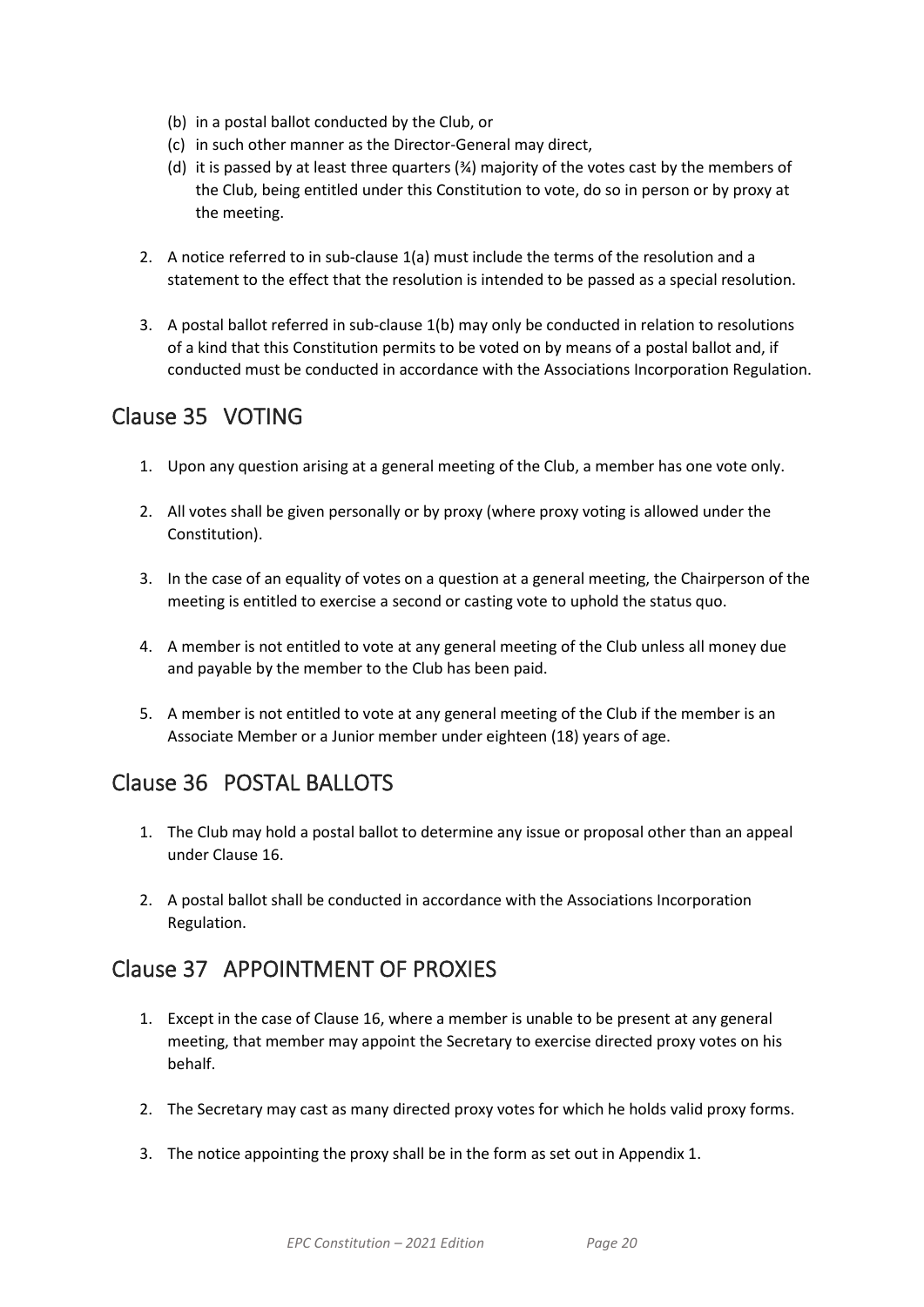(b) in a postal ballot conducted by the Club, or
(c) in such other manner as the Director-General may direct,
(d) it is passed by at least three quarters (¾) majority of the votes cast by the members of the Club, being entitled under this Constitution to vote, do so in person or by proxy at the meeting.

2. A notice referred to in sub-clause 1(a) must include the terms of the resolution and a statement to the effect that the resolution is intended to be passed as a special resolution.

3. A postal ballot referred in sub-clause 1(b) may only be conducted in relation to resolutions of a kind that this Constitution permits to be voted on by means of a postal ballot and, if conducted must be conducted in accordance with the Associations Incorporation Regulation.

## Clause 35 VOTING

1. Upon any question arising at a general meeting of the Club, a member has one vote only.

2. All votes shall be given personally or by proxy (where proxy voting is allowed under the Constitution).

3. In the case of an equality of votes on a question at a general meeting, the Chairperson of the meeting is entitled to exercise a second or casting vote to uphold the status quo.

4. A member is not entitled to vote at any general meeting of the Club unless all money due and payable by the member to the Club has been paid.

5. A member is not entitled to vote at any general meeting of the Club if the member is an Associate Member or a Junior member under eighteen (18) years of age.

## Clause 36 POSTAL BALLOTS

1. The Club may hold a postal ballot to determine any issue or proposal other than an appeal under Clause 16.

2. A postal ballot shall be conducted in accordance with the Associations Incorporation Regulation.

## Clause 37 APPOINTMENT OF PROXIES

1. Except in the case of Clause 16, where a member is unable to be present at any general meeting, that member may appoint the Secretary to exercise directed proxy votes on his behalf.

2. The Secretary may cast as many directed proxy votes for which he holds valid proxy forms.

3. The notice appointing the proxy shall be in the form as set out in Appendix 1.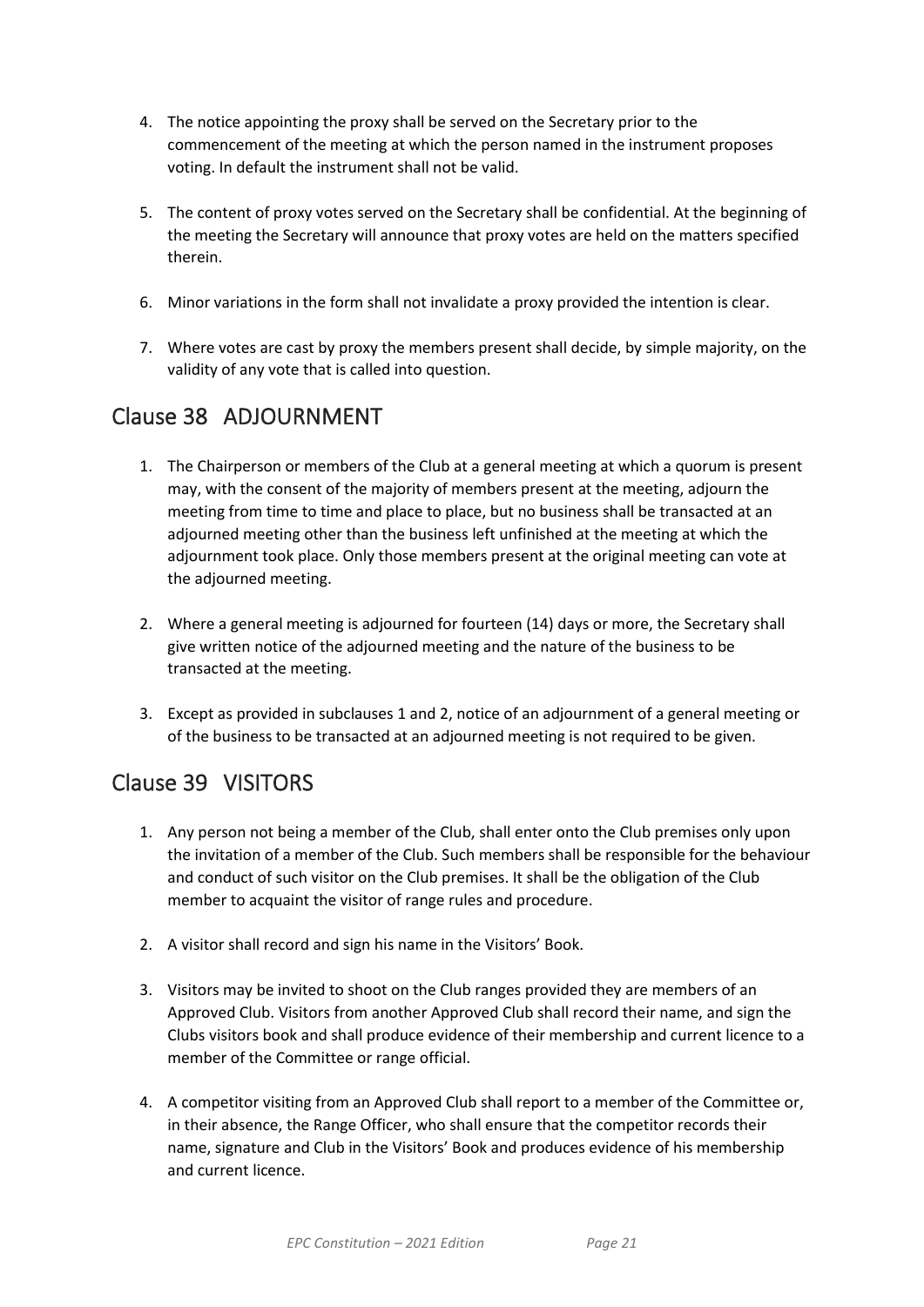4. The notice appointing the proxy shall be served on the Secretary prior to the commencement of the meeting at which the person named in the instrument proposes voting. In default the instrument shall not be valid.

5. The content of proxy votes served on the Secretary shall be confidential. At the beginning of the meeting the Secretary will announce that proxy votes are held on the matters specified therein.

6. Minor variations in the form shall not invalidate a proxy provided the intention is clear.

7. Where votes are cast by proxy the members present shall decide, by simple majority, on the validity of any vote that is called into question.

## Clause 38 ADJOURNMENT

1. The Chairperson or members of the Club at a general meeting at which a quorum is present may, with the consent of the majority of members present at the meeting, adjourn the meeting from time to time and place to place, but no business shall be transacted at an adjourned meeting other than the business left unfinished at the meeting at which the adjournment took place. Only those members present at the original meeting can vote at the adjourned meeting.

2. Where a general meeting is adjourned for fourteen (14) days or more, the Secretary shall give written notice of the adjourned meeting and the nature of the business to be transacted at the meeting.

3. Except as provided in subclauses 1 and 2, notice of an adjournment of a general meeting or of the business to be transacted at an adjourned meeting is not required to be given.

## Clause 39 VISITORS

1. Any person not being a member of the Club, shall enter onto the Club premises only upon the invitation of a member of the Club. Such members shall be responsible for the behaviour and conduct of such visitor on the Club premises. It shall be the obligation of the Club member to acquaint the visitor of range rules and procedure.

2. A visitor shall record and sign his name in the Visitors' Book.

3. Visitors may be invited to shoot on the Club ranges provided they are members of an Approved Club. Visitors from another Approved Club shall record their name, and sign the Clubs visitors book and shall produce evidence of their membership and current licence to a member of the Committee or range official.

4. A competitor visiting from an Approved Club shall report to a member of the Committee or, in their absence, the Range Officer, who shall ensure that the competitor records their name, signature and Club in the Visitors' Book and produces evidence of his membership and current licence.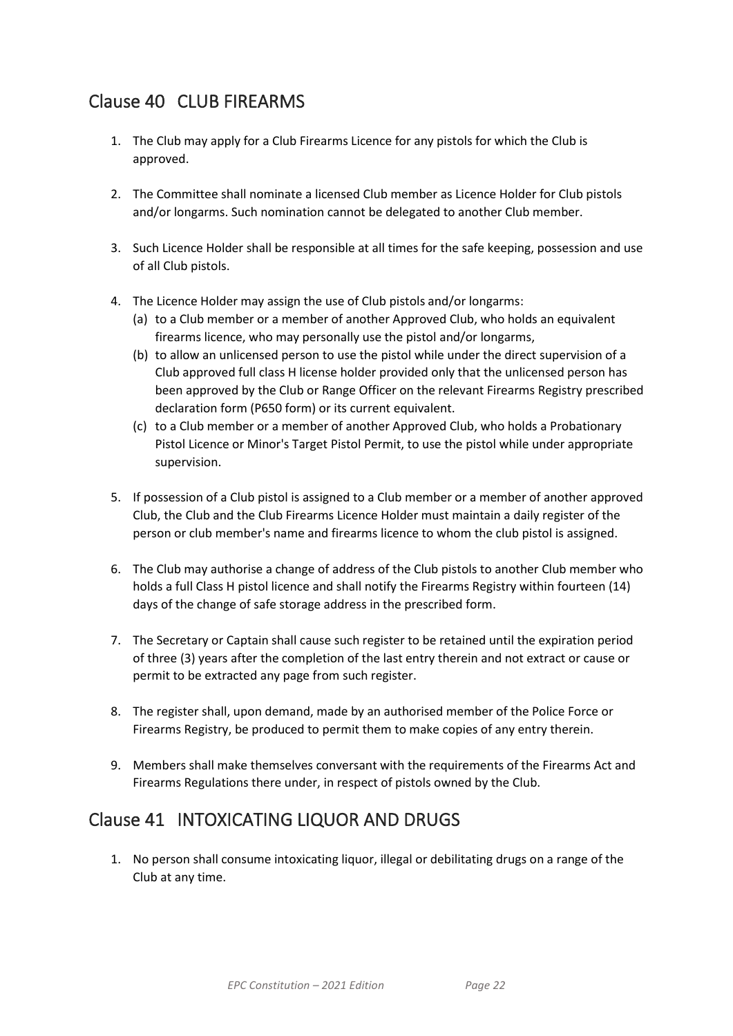## Clause 40 CLUB FIREARMS

1. The Club may apply for a Club Firearms Licence for any pistols for which the Club is approved.

2. The Committee shall nominate a licensed Club member as Licence Holder for Club pistols and/or longarms. Such nomination cannot be delegated to another Club member.

3. Such Licence Holder shall be responsible at all times for the safe keeping, possession and use of all Club pistols.

4. The Licence Holder may assign the use of Club pistols and/or longarms:
   (a) to a Club member or a member of another Approved Club, who holds an equivalent firearms licence, who may personally use the pistol and/or longarms,
   (b) to allow an unlicensed person to use the pistol while under the direct supervision of a Club approved full class H license holder provided only that the unlicensed person has been approved by the Club or Range Officer on the relevant Firearms Registry prescribed declaration form (P650 form) or its current equivalent.
   (c) to a Club member or a member of another Approved Club, who holds a Probationary Pistol Licence or Minor's Target Pistol Permit, to use the pistol while under appropriate supervision.

5. If possession of a Club pistol is assigned to a Club member or a member of another approved Club, the Club and the Club Firearms Licence Holder must maintain a daily register of the person or club member's name and firearms licence to whom the club pistol is assigned.

6. The Club may authorise a change of address of the Club pistols to another Club member who holds a full Class H pistol licence and shall notify the Firearms Registry within fourteen (14) days of the change of safe storage address in the prescribed form.

7. The Secretary or Captain shall cause such register to be retained until the expiration period of three (3) years after the completion of the last entry therein and not extract or cause or permit to be extracted any page from such register.

8. The register shall, upon demand, made by an authorised member of the Police Force or Firearms Registry, be produced to permit them to make copies of any entry therein.

9. Members shall make themselves conversant with the requirements of the Firearms Act and Firearms Regulations there under, in respect of pistols owned by the Club.

## Clause 41 INTOXICATING LIQUOR AND DRUGS

1. No person shall consume intoxicating liquor, illegal or debilitating drugs on a range of the Club at any time.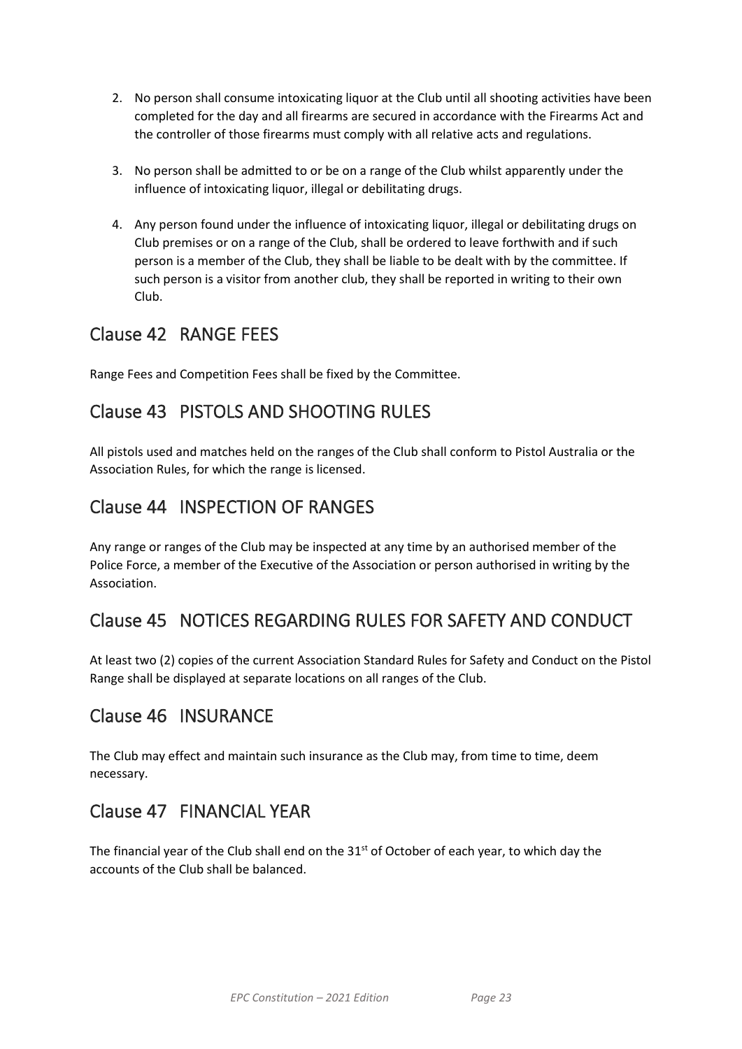2. No person shall consume intoxicating liquor at the Club until all shooting activities have been completed for the day and all firearms are secured in accordance with the Firearms Act and the controller of those firearms must comply with all relative acts and regulations.

3. No person shall be admitted to or be on a range of the Club whilst apparently under the influence of intoxicating liquor, illegal or debilitating drugs.

4. Any person found under the influence of intoxicating liquor, illegal or debilitating drugs on Club premises or on a range of the Club, shall be ordered to leave forthwith and if such person is a member of the Club, they shall be liable to be dealt with by the committee. If such person is a visitor from another club, they shall be reported in writing to their own Club.

## Clause 42 RANGE FEES

Range Fees and Competition Fees shall be fixed by the Committee.

## Clause 43 PISTOLS AND SHOOTING RULES

All pistols used and matches held on the ranges of the Club shall conform to Pistol Australia or the Association Rules, for which the range is licensed.

## Clause 44 INSPECTION OF RANGES

Any range or ranges of the Club may be inspected at any time by an authorised member of the Police Force, a member of the Executive of the Association or person authorised in writing by the Association.

## Clause 45 NOTICES REGARDING RULES FOR SAFETY AND CONDUCT

At least two (2) copies of the current Association Standard Rules for Safety and Conduct on the Pistol Range shall be displayed at separate locations on all ranges of the Club.

## Clause 46 INSURANCE

The Club may effect and maintain such insurance as the Club may, from time to time, deem necessary.

## Clause 47 FINANCIAL YEAR

The financial year of the Club shall end on the 31st of October of each year, to which day the accounts of the Club shall be balanced.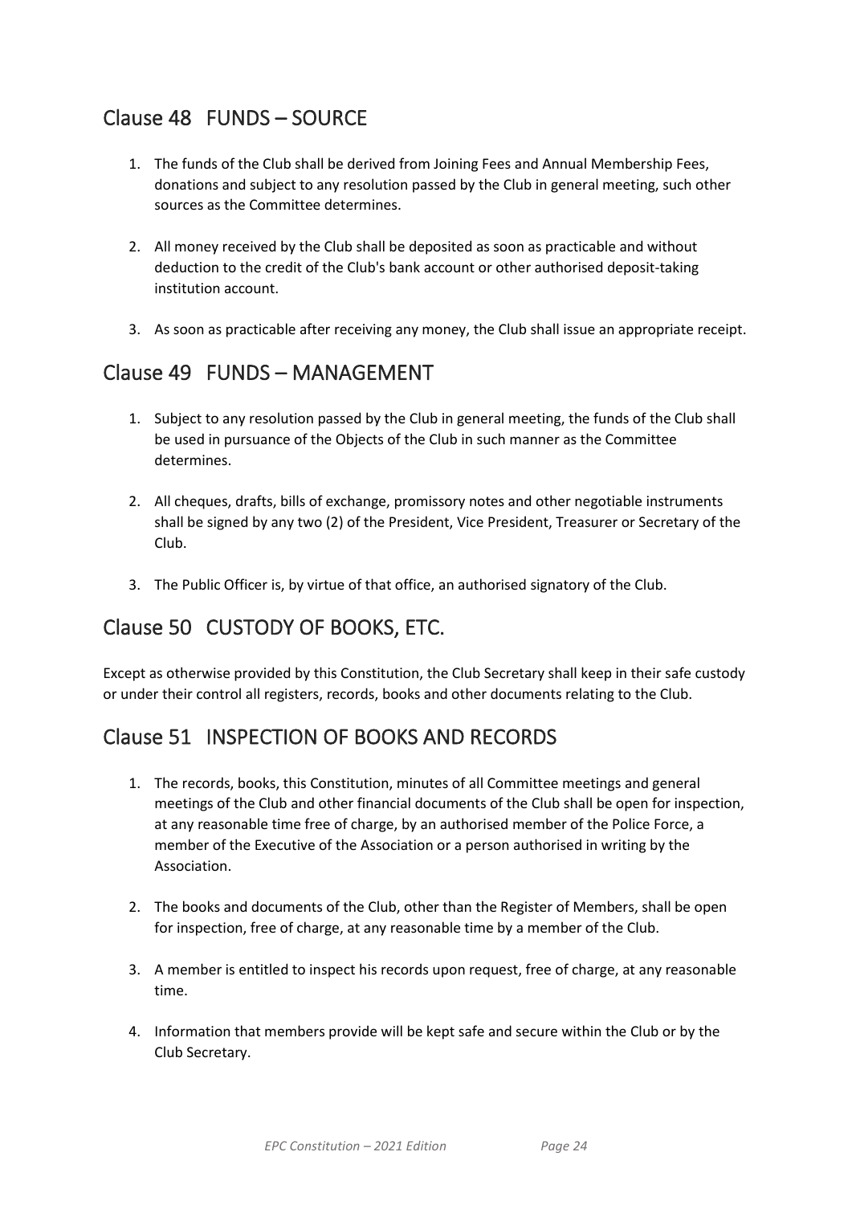## Clause 48 FUNDS – SOURCE

1. The funds of the Club shall be derived from Joining Fees and Annual Membership Fees, donations and subject to any resolution passed by the Club in general meeting, such other sources as the Committee determines.

2. All money received by the Club shall be deposited as soon as practicable and without deduction to the credit of the Club's bank account or other authorised deposit-taking institution account.

3. As soon as practicable after receiving any money, the Club shall issue an appropriate receipt.

## Clause 49 FUNDS – MANAGEMENT

1. Subject to any resolution passed by the Club in general meeting, the funds of the Club shall be used in pursuance of the Objects of the Club in such manner as the Committee determines.

2. All cheques, drafts, bills of exchange, promissory notes and other negotiable instruments shall be signed by any two (2) of the President, Vice President, Treasurer or Secretary of the Club.

3. The Public Officer is, by virtue of that office, an authorised signatory of the Club.

## Clause 50 CUSTODY OF BOOKS, ETC.

Except as otherwise provided by this Constitution, the Club Secretary shall keep in their safe custody or under their control all registers, records, books and other documents relating to the Club.

## Clause 51 INSPECTION OF BOOKS AND RECORDS

1. The records, books, this Constitution, minutes of all Committee meetings and general meetings of the Club and other financial documents of the Club shall be open for inspection, at any reasonable time free of charge, by an authorised member of the Police Force, a member of the Executive of the Association or a person authorised in writing by the Association.

2. The books and documents of the Club, other than the Register of Members, shall be open for inspection, free of charge, at any reasonable time by a member of the Club.

3. A member is entitled to inspect his records upon request, free of charge, at any reasonable time.

4. Information that members provide will be kept safe and secure within the Club or by the Club Secretary.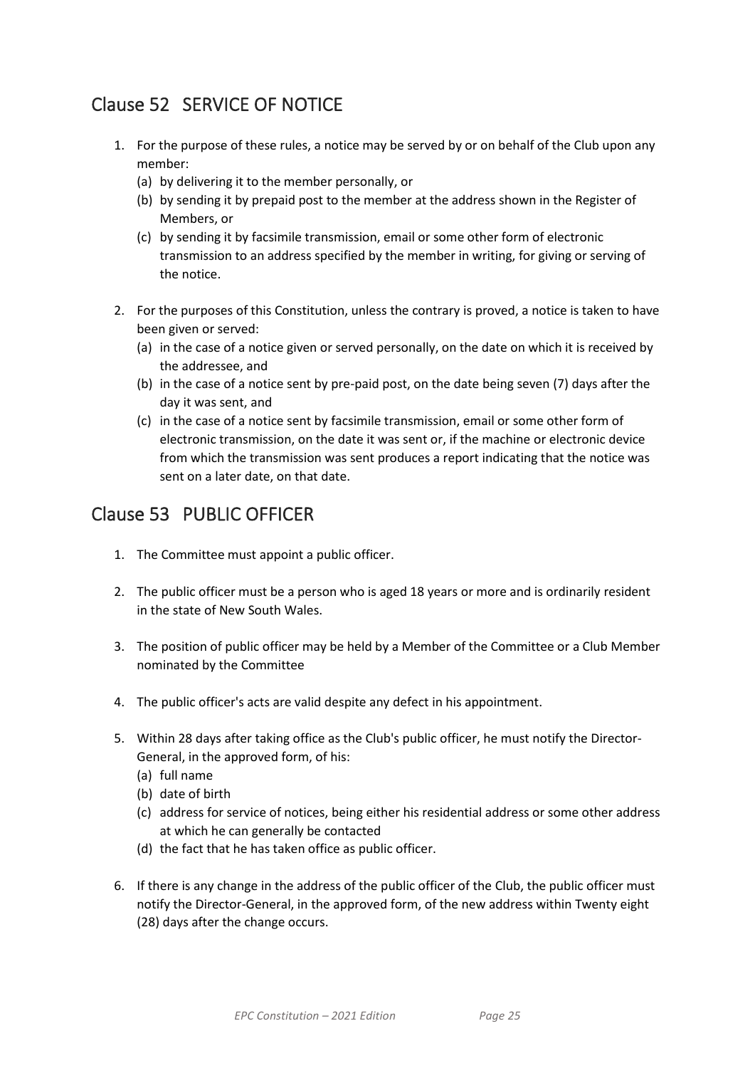## Clause 52 SERVICE OF NOTICE

1. For the purpose of these rules, a notice may be served by or on behalf of the Club upon any member:
   (a) by delivering it to the member personally, or
   (b) by sending it by prepaid post to the member at the address shown in the Register of Members, or
   (c) by sending it by facsimile transmission, email or some other form of electronic transmission to an address specified by the member in writing, for giving or serving of the notice.

2. For the purposes of this Constitution, unless the contrary is proved, a notice is taken to have been given or served:
   (a) in the case of a notice given or served personally, on the date on which it is received by the addressee, and
   (b) in the case of a notice sent by pre-paid post, on the date being seven (7) days after the day it was sent, and
   (c) in the case of a notice sent by facsimile transmission, email or some other form of electronic transmission, on the date it was sent or, if the machine or electronic device from which the transmission was sent produces a report indicating that the notice was sent on a later date, on that date.

## Clause 53 PUBLIC OFFICER

1. The Committee must appoint a public officer.

2. The public officer must be a person who is aged 18 years or more and is ordinarily resident in the state of New South Wales.

3. The position of public officer may be held by a Member of the Committee or a Club Member nominated by the Committee

4. The public officer's acts are valid despite any defect in his appointment.

5. Within 28 days after taking office as the Club's public officer, he must notify the Director-General, in the approved form, of his:
   (a) full name
   (b) date of birth
   (c) address for service of notices, being either his residential address or some other address at which he can generally be contacted
   (d) the fact that he has taken office as public officer.

6. If there is any change in the address of the public officer of the Club, the public officer must notify the Director-General, in the approved form, of the new address within Twenty eight (28) days after the change occurs.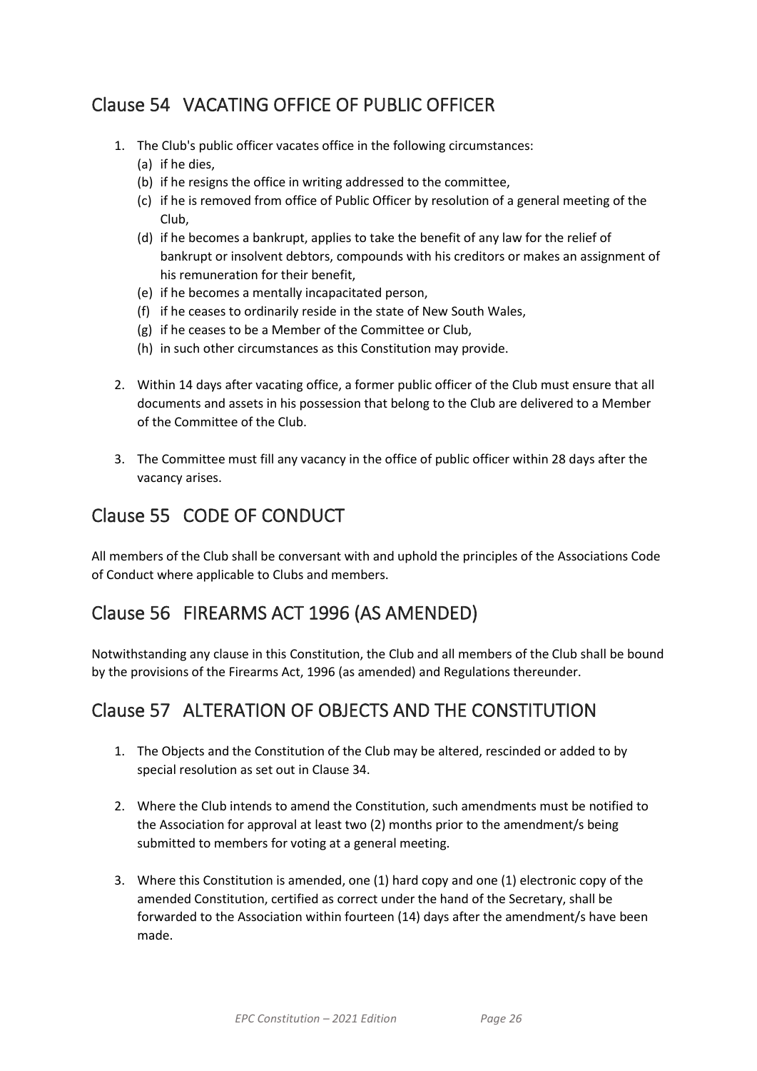## Clause 54 VACATING OFFICE OF PUBLIC OFFICER

1. The Club's public officer vacates office in the following circumstances:
   (a) if he dies,
   (b) if he resigns the office in writing addressed to the committee,
   (c) if he is removed from office of Public Officer by resolution of a general meeting of the Club,
   (d) if he becomes a bankrupt, applies to take the benefit of any law for the relief of bankrupt or insolvent debtors, compounds with his creditors or makes an assignment of his remuneration for their benefit,
   (e) if he becomes a mentally incapacitated person,
   (f) if he ceases to ordinarily reside in the state of New South Wales,
   (g) if he ceases to be a Member of the Committee or Club,
   (h) in such other circumstances as this Constitution may provide.

2. Within 14 days after vacating office, a former public officer of the Club must ensure that all documents and assets in his possession that belong to the Club are delivered to a Member of the Committee of the Club.

3. The Committee must fill any vacancy in the office of public officer within 28 days after the vacancy arises.

## Clause 55 CODE OF CONDUCT

All members of the Club shall be conversant with and uphold the principles of the Associations Code of Conduct where applicable to Clubs and members.

## Clause 56 FIREARMS ACT 1996 (AS AMENDED)

Notwithstanding any clause in this Constitution, the Club and all members of the Club shall be bound by the provisions of the Firearms Act, 1996 (as amended) and Regulations thereunder.

## Clause 57 ALTERATION OF OBJECTS AND THE CONSTITUTION

1. The Objects and the Constitution of the Club may be altered, rescinded or added to by special resolution as set out in Clause 34.

2. Where the Club intends to amend the Constitution, such amendments must be notified to the Association for approval at least two (2) months prior to the amendment/s being submitted to members for voting at a general meeting.

3. Where this Constitution is amended, one (1) hard copy and one (1) electronic copy of the amended Constitution, certified as correct under the hand of the Secretary, shall be forwarded to the Association within fourteen (14) days after the amendment/s have been made.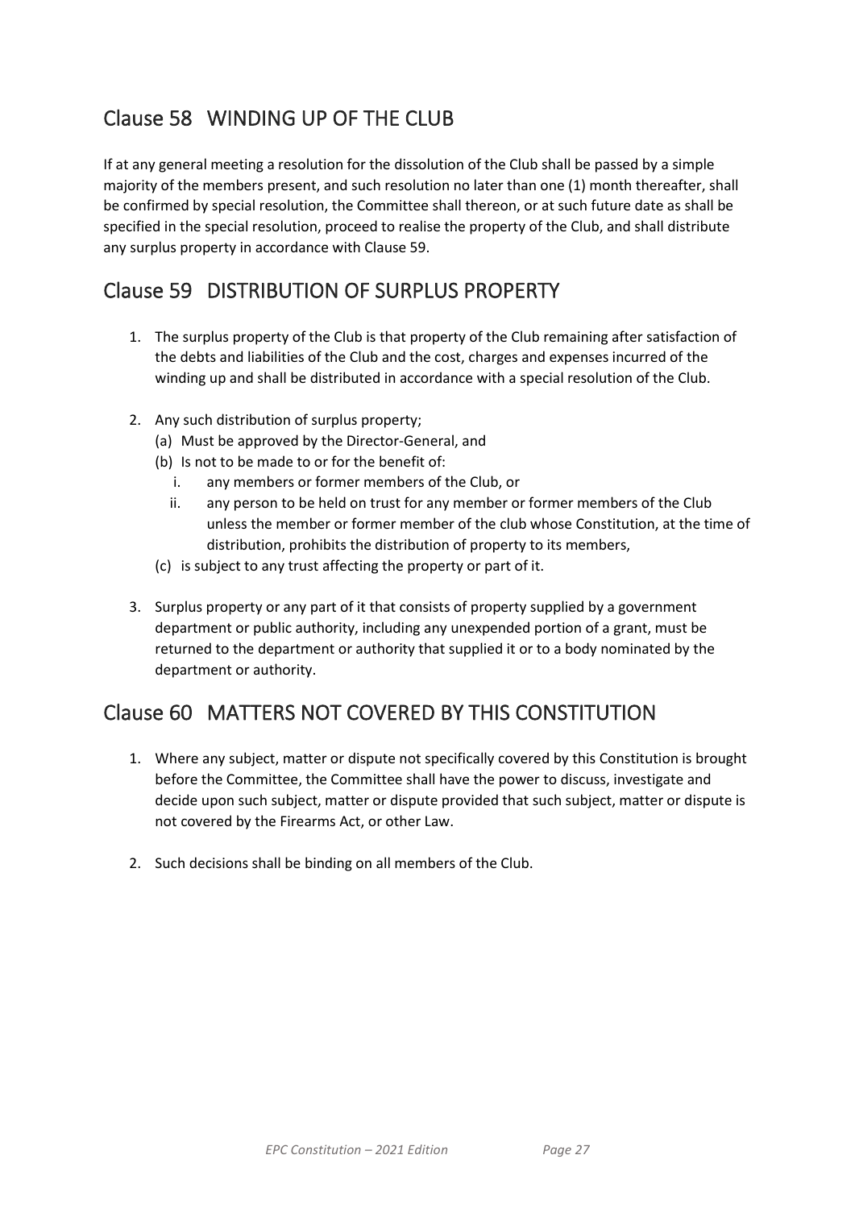## Clause 58 WINDING UP OF THE CLUB

If at any general meeting a resolution for the dissolution of the Club shall be passed by a simple majority of the members present, and such resolution no later than one (1) month thereafter, shall be confirmed by special resolution, the Committee shall thereon, or at such future date as shall be specified in the special resolution, proceed to realise the property of the Club, and shall distribute any surplus property in accordance with Clause 59.

## Clause 59 DISTRIBUTION OF SURPLUS PROPERTY

1. The surplus property of the Club is that property of the Club remaining after satisfaction of the debts and liabilities of the Club and the cost, charges and expenses incurred of the winding up and shall be distributed in accordance with a special resolution of the Club.

2. Any such distribution of surplus property;
   (a) Must be approved by the Director-General, and
   (b) Is not to be made to or for the benefit of:
      i. any members or former members of the Club, or
      ii. any person to be held on trust for any member or former members of the Club unless the member or former member of the club whose Constitution, at the time of distribution, prohibits the distribution of property to its members,
   (c) is subject to any trust affecting the property or part of it.

3. Surplus property or any part of it that consists of property supplied by a government department or public authority, including any unexpended portion of a grant, must be returned to the department or authority that supplied it or to a body nominated by the department or authority.

## Clause 60 MATTERS NOT COVERED BY THIS CONSTITUTION

1. Where any subject, matter or dispute not specifically covered by this Constitution is brought before the Committee, the Committee shall have the power to discuss, investigate and decide upon such subject, matter or dispute provided that such subject, matter or dispute is not covered by the Firearms Act, or other Law.

2. Such decisions shall be binding on all members of the Club.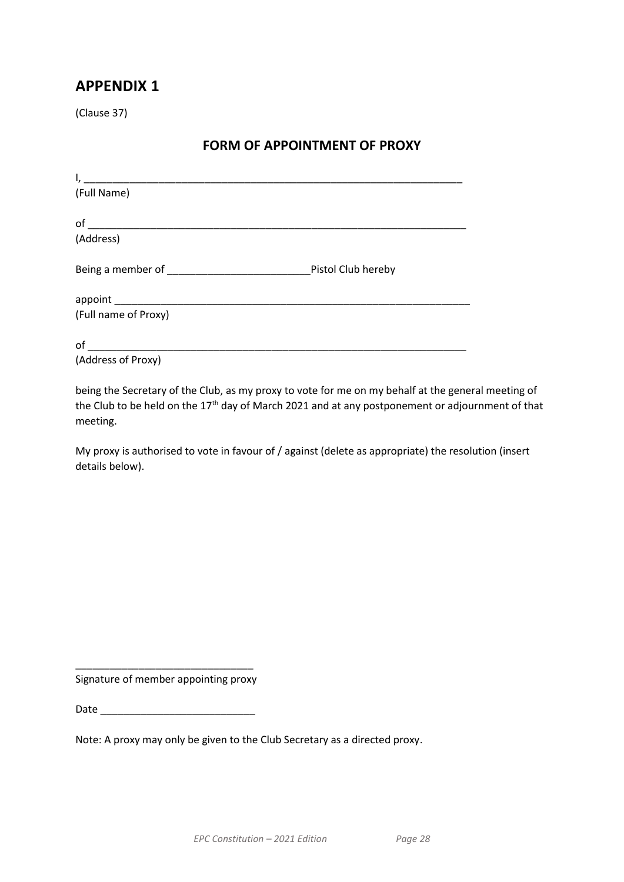## APPENDIX 1

(Clause 37)

### FORM OF APPOINTMENT OF PROXY

I, ________________________________________________________________
(Full Name)

of ________________________________________________________________
(Address)

Being a member of ________________________Pistol Club hereby

appoint ____________________________________________________________
(Full name of Proxy)

of ________________________________________________________________
(Address of Proxy)

being the Secretary of the Club, as my proxy to vote for me on my behalf at the general meeting of the Club to be held on the 17th day of March 2021 and at any postponement or adjournment of that meeting.

My proxy is authorised to vote in favour of / against (delete as appropriate) the resolution (insert details below).

______________________________
Signature of member appointing proxy

Date __________________________

Note: A proxy may only be given to the Club Secretary as a directed proxy.